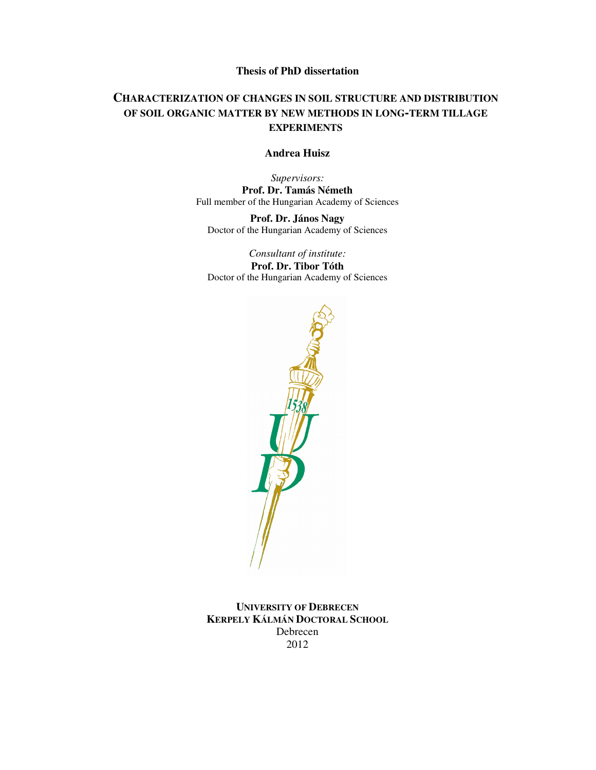**Thesis of PhD dissertation**

# CHARACTERIZATION OF CHANGES IN SOIL STRUCTURE AND DISTRIBUTION OF SOIL ORGANIC MATTER BY NEW METHODS IN LONG-TERM TILLAGE EXPERIMENTS

**Andrea Huisz**

*Supervisors:*

**Prof. Dr. Tamás Németh**
Full member of the Hungarian Academy of Sciences

**Prof. Dr. János Nagy**
Doctor of the Hungarian Academy of Sciences

*Consultant of institute:*

**Prof. Dr. Tibor Tóth**
Doctor of the Hungarian Academy of Sciences

**UNIVERSITY OF DEBRECEN**
**KERPELY KÁLMÁN DOCTORAL SCHOOL**
Debrecen
2012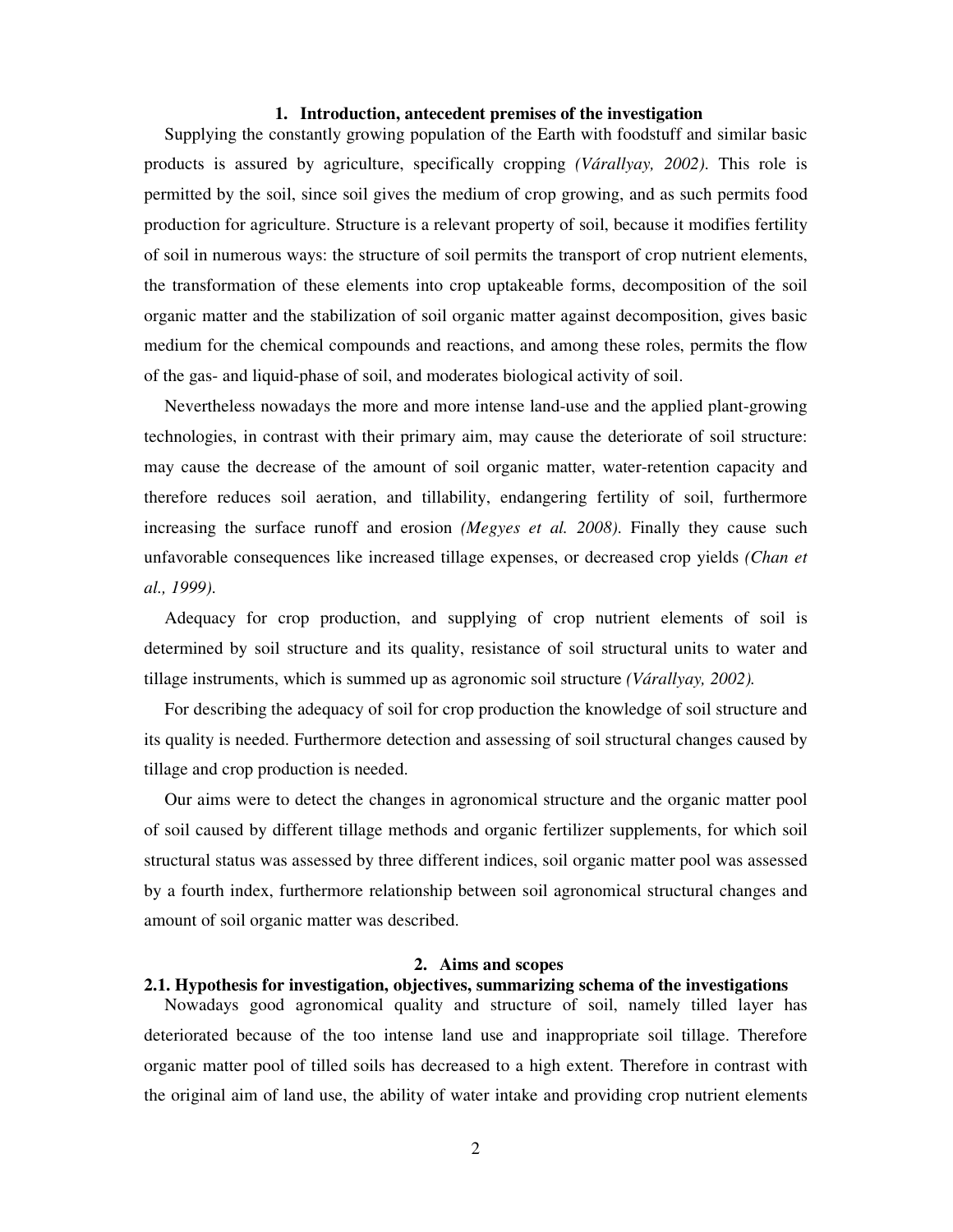# 1. Introduction, antecedent premises of the investigation

Supplying the constantly growing population of the Earth with foodstuff and similar basic products is assured by agriculture, specifically cropping *(Várallyay, 2002)*. This role is permitted by the soil, since soil gives the medium of crop growing, and as such permits food production for agriculture. Structure is a relevant property of soil, because it modifies fertility of soil in numerous ways: the structure of soil permits the transport of crop nutrient elements, the transformation of these elements into crop uptakeable forms, decomposition of the soil organic matter and the stabilization of soil organic matter against decomposition, gives basic medium for the chemical compounds and reactions, and among these roles, permits the flow of the gas- and liquid-phase of soil, and moderates biological activity of soil.

Nevertheless nowadays the more and more intense land-use and the applied plant-growing technologies, in contrast with their primary aim, may cause the deteriorate of soil structure: may cause the decrease of the amount of soil organic matter, water-retention capacity and therefore reduces soil aeration, and tillability, endangering fertility of soil, furthermore increasing the surface runoff and erosion *(Megyes et al. 2008)*. Finally they cause such unfavorable consequences like increased tillage expenses, or decreased crop yields *(Chan et al., 1999)*.

Adequacy for crop production, and supplying of crop nutrient elements of soil is determined by soil structure and its quality, resistance of soil structural units to water and tillage instruments, which is summed up as agronomic soil structure *(Várallyay, 2002).*

For describing the adequacy of soil for crop production the knowledge of soil structure and its quality is needed. Furthermore detection and assessing of soil structural changes caused by tillage and crop production is needed.

Our aims were to detect the changes in agronomical structure and the organic matter pool of soil caused by different tillage methods and organic fertilizer supplements, for which soil structural status was assessed by three different indices, soil organic matter pool was assessed by a fourth index, furthermore relationship between soil agronomical structural changes and amount of soil organic matter was described.

# 2. Aims and scopes

## 2.1. Hypothesis for investigation, objectives, summarizing schema of the investigations

Nowadays good agronomical quality and structure of soil, namely tilled layer has deteriorated because of the too intense land use and inappropriate soil tillage. Therefore organic matter pool of tilled soils has decreased to a high extent. Therefore in contrast with the original aim of land use, the ability of water intake and providing crop nutrient elements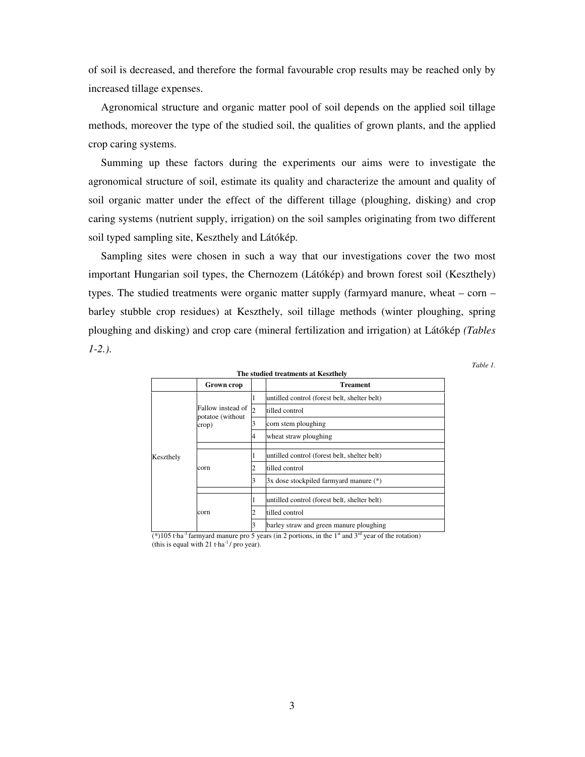of soil is decreased, and therefore the formal favourable crop results may be reached only by increased tillage expenses.

Agronomical structure and organic matter pool of soil depends on the applied soil tillage methods, moreover the type of the studied soil, the qualities of grown plants, and the applied crop caring systems.

Summing up these factors during the experiments our aims were to investigate the agronomical structure of soil, estimate its quality and characterize the amount and quality of soil organic matter under the effect of the different tillage (ploughing, disking) and crop caring systems (nutrient supply, irrigation) on the soil samples originating from two different soil typed sampling site, Keszthely and Látókép.

Sampling sites were chosen in such a way that our investigations cover the two most important Hungarian soil types, the Chernozem (Látókép) and brown forest soil (Keszthely) types. The studied treatments were organic matter supply (farmyard manure, wheat – corn – barley stubble crop residues) at Keszthely, soil tillage methods (winter ploughing, spring ploughing and disking) and crop care (mineral fertilization and irrigation) at Látókép *(Tables 1-2.)*.

*Table 1.*

**The studied treatments at Keszthely**

| | **Grown crop** | | **Treament** |
|---|---|---|---|
| Keszthely | Fallow instead of potatoe (without crop) | 1 | untilled control (forest belt, shelter belt) |
| | | 2 | tilled control |
| | | 3 | corn stem ploughing |
| | | 4 | wheat straw ploughing |
| | | | |
| | corn | 1 | untilled control (forest belt, shelter belt) |
| | | 2 | tilled control |
| | | 3 | 3x dose stockpiled farmyard manure (*) |
| | | | |
| | corn | 1 | untilled control (forest belt, shelter belt) |
| | | 2 | tilled control |
| | | 3 | barley straw and green manure ploughing |

(*)105 t·ha$^{-1}$ farmyard manure pro 5 years (in 2 portions, in the 1$^{st}$ and 3$^{rd}$ year of the rotation) (this is equal with 21 t·ha$^{-1}$ / pro year).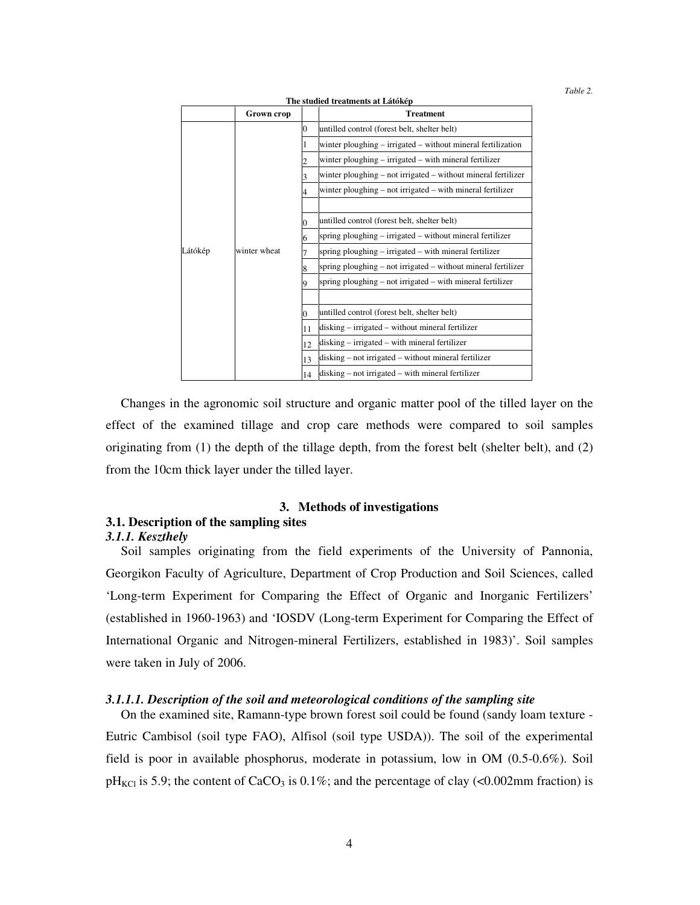*Table 2.*

**The studied treatments at Látókép**

| | Grown crop | | Treatment |
|---|---|---|---|
| Látókép | winter wheat | 0 | untilled control (forest belt, shelter belt) |
| | | 1 | winter ploughing – irrigated – without mineral fertilization |
| | | 2 | winter ploughing – irrigated – with mineral fertilizer |
| | | 3 | winter ploughing – not irrigated – without mineral fertilizer |
| | | 4 | winter ploughing – not irrigated – with mineral fertilizer |
| | | | |
| | | 0 | untilled control (forest belt, shelter belt) |
| | | 6 | spring ploughing – irrigated – without mineral fertilizer |
| | | 7 | spring ploughing – irrigated – with mineral fertilizer |
| | | 8 | spring ploughing – not irrigated – without mineral fertilizer |
| | | 9 | spring ploughing – not irrigated – with mineral fertilizer |
| | | | |
| | | 0 | untilled control (forest belt, shelter belt) |
| | | 11 | disking – irrigated – without mineral fertilizer |
| | | 12 | disking – irrigated – with mineral fertilizer |
| | | 13 | disking – not irrigated – without mineral fertilizer |
| | | 14 | disking – not irrigated – with mineral fertilizer |

Changes in the agronomic soil structure and organic matter pool of the tilled layer on the effect of the examined tillage and crop care methods were compared to soil samples originating from (1) the depth of the tillage depth, from the forest belt (shelter belt), and (2) from the 10cm thick layer under the tilled layer.

## 3. Methods of investigations

### 3.1. Description of the sampling sites

#### *3.1.1. Keszthely*

Soil samples originating from the field experiments of the University of Pannonia, Georgikon Faculty of Agriculture, Department of Crop Production and Soil Sciences, called 'Long-term Experiment for Comparing the Effect of Organic and Inorganic Fertilizers' (established in 1960-1963) and 'IOSDV (Long-term Experiment for Comparing the Effect of International Organic and Nitrogen-mineral Fertilizers, established in 1983)'. Soil samples were taken in July of 2006.

#### *3.1.1.1. Description of the soil and meteorological conditions of the sampling site*

On the examined site, Ramann-type brown forest soil could be found (sandy loam texture - Eutric Cambisol (soil type FAO), Alfisol (soil type USDA)). The soil of the experimental field is poor in available phosphorus, moderate in potassium, low in OM (0.5-0.6%). Soil $pH_{KCl}$ is 5.9; the content of $CaCO_3$ is 0.1%; and the percentage of clay (<0.002mm fraction) is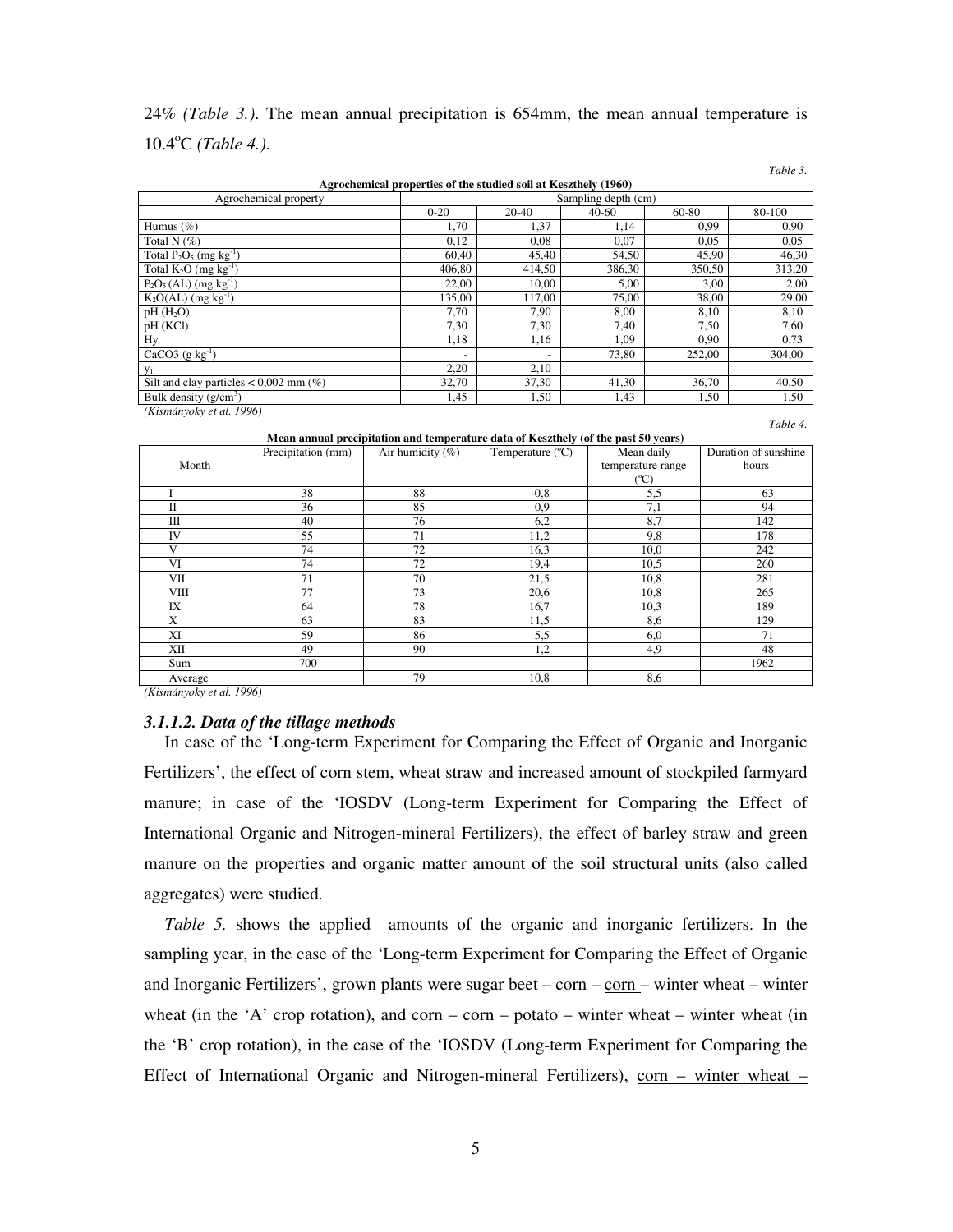24% *(Table 3.)*. The mean annual precipitation is 654mm, the mean annual temperature is 10.4°C *(Table 4.)*.

*Table 3.*

**Agrochemical properties of the studied soil at Keszthely (1960)**

| Agrochemical property | Sampling depth (cm) | | | | |
|---|---|---|---|---|---|
| | 0-20 | 20-40 | 40-60 | 60-80 | 80-100 |
| Humus (%) | 1,70 | 1,37 | 1,14 | 0,99 | 0,90 |
| Total N (%) | 0,12 | 0,08 | 0,07 | 0,05 | 0,05 |
| Total $P_2O_5$ (mg $kg^{-1}$) | 60,40 | 45,40 | 54,50 | 45,90 | 46,30 |
| Total $K_2O$ (mg $kg^{-1}$) | 406,80 | 414,50 | 386,30 | 350,50 | 313,20 |
| $P_2O_5$ (AL) (mg $kg^{-1}$) | 22,00 | 10,00 | 5,00 | 3,00 | 2,00 |
| $K_2O$(AL) (mg $kg^{-1}$) | 135,00 | 117,00 | 75,00 | 38,00 | 29,00 |
| pH ($H_2O$) | 7,70 | 7,90 | 8,00 | 8,10 | 8,10 |
| pH (KCl) | 7,30 | 7,30 | 7,40 | 7,50 | 7,60 |
| Hy | 1,18 | 1,16 | 1,09 | 0,90 | 0,73 |
| $CaCO_3$ (g $kg^{-1}$) | - | - | 73,80 | 252,00 | 304,00 |
| $y_1$ | 2,20 | 2,10 | | | |
| Silt and clay particles < 0,002 mm (%) | 32,70 | 37,30 | 41,30 | 36,70 | 40,50 |
| Bulk density (g/$cm^3$) | 1,45 | 1,50 | 1,43 | 1,50 | 1,50 |

*(Kismányoky et al. 1996)*

*Table 4.*

**Mean annual precipitation and temperature data of Keszthely (of the past 50 years)**

| Month | Precipitation (mm) | Air humidity (%) | Temperature (°C) | Mean daily temperature range (°C) | Duration of sunshine hours |
|---|---|---|---|---|---|
| I | 38 | 88 | -0,8 | 5,5 | 63 |
| II | 36 | 85 | 0,9 | 7,1 | 94 |
| III | 40 | 76 | 6,2 | 8,7 | 142 |
| IV | 55 | 71 | 11,2 | 9,8 | 178 |
| V | 74 | 72 | 16,3 | 10,0 | 242 |
| VI | 74 | 72 | 19,4 | 10,5 | 260 |
| VII | 71 | 70 | 21,5 | 10,8 | 281 |
| VIII | 77 | 73 | 20,6 | 10,8 | 265 |
| IX | 64 | 78 | 16,7 | 10,3 | 189 |
| X | 63 | 83 | 11,5 | 8,6 | 129 |
| XI | 59 | 86 | 5,5 | 6,0 | 71 |
| XII | 49 | 90 | 1,2 | 4,9 | 48 |
| Sum | 700 | | | | 1962 |
| Average | | 79 | 10,8 | 8,6 | |

*(Kismányoky et al. 1996)*

### *3.1.1.2. Data of the tillage methods*

In case of the 'Long-term Experiment for Comparing the Effect of Organic and Inorganic Fertilizers', the effect of corn stem, wheat straw and increased amount of stockpiled farmyard manure; in case of the 'IOSDV (Long-term Experiment for Comparing the Effect of International Organic and Nitrogen-mineral Fertilizers), the effect of barley straw and green manure on the properties and organic matter amount of the soil structural units (also called aggregates) were studied.

*Table 5.* shows the applied amounts of the organic and inorganic fertilizers. In the sampling year, in the case of the 'Long-term Experiment for Comparing the Effect of Organic and Inorganic Fertilizers', grown plants were sugar beet – corn – corn – winter wheat – winter wheat (in the 'A' crop rotation), and corn – corn – potato – winter wheat – winter wheat (in the 'B' crop rotation), in the case of the 'IOSDV (Long-term Experiment for Comparing the Effect of International Organic and Nitrogen-mineral Fertilizers), corn – winter wheat –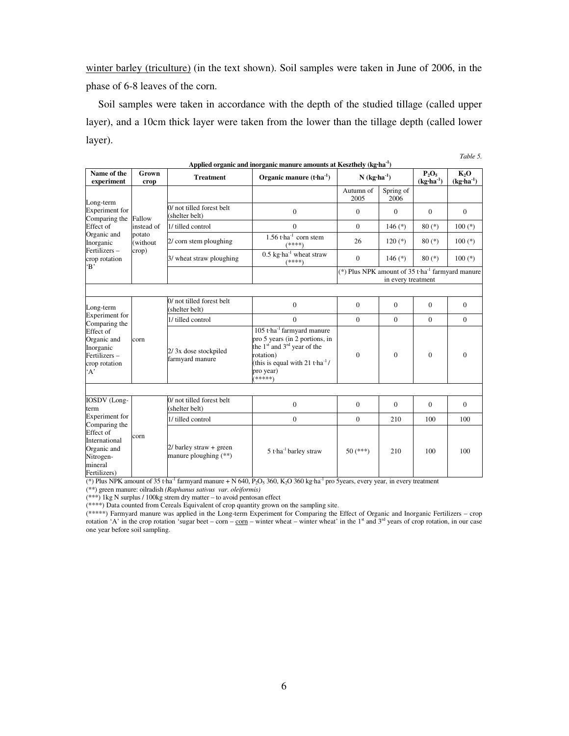winter barley (triculture) (in the text shown). Soil samples were taken in June of 2006, in the phase of 6-8 leaves of the corn.

Soil samples were taken in accordance with the depth of the studied tillage (called upper layer), and a 10cm thick layer were taken from the lower than the tillage depth (called lower layer).

*Table 5.*

**Applied organic and inorganic manure amounts at Keszthely (kg·ha$^{-1}$)**

| Name of the experiment | Grown crop | Treatment | Organic manure (t·ha$^{-1}$) | N (kg·ha$^{-1}$) | | $P_2O_5$ (kg·ha$^{-1}$) | $K_2O$ (kg·ha$^{-1}$) |
|---|---|---|---|---|---|---|---|
| | | | | Autumn of 2005 | Spring of 2006 | | |
| Long-term Experiment for Comparing the Effect of Organic and Inorganic Fertilizers – crop rotation 'B' | Fallow instead of potato (without crop) | 0/ not tilled forest belt (shelter belt) | 0 | 0 | 0 | 0 | 0 |
| | | 1/ tilled control | 0 | 0 | 146 (*) | 80 (*) | 100 (*) |
| | | 2/ corn stem ploughing | 1.56 t·ha$^{-1}$ corn stem (****) | 26 | 120 (*) | 80 (*) | 100 (*) |
| | | 3/ wheat straw ploughing | 0.5 kg·ha$^{-1}$ wheat straw (****) | 0 | 146 (*) | 80 (*) | 100 (*) |
| | | | | (*) Plus NPK amount of 35 t·ha$^{-1}$ farmyard manure in every treatment | | | |
| | | | | | | | |
| Long-term Experiment for Comparing the Effect of Organic and Inorganic Fertilizers – crop rotation 'A' | corn | 0/ not tilled forest belt (shelter belt) | 0 | 0 | 0 | 0 | 0 |
| | | 1/ tilled control | 0 | 0 | 0 | 0 | 0 |
| | | 2/ 3x dose stockpiled farmyard manure | 105 t·ha$^{-1}$ farmyard manure pro 5 years (in 2 portions, in the 1st and 3rd year of the rotation) (this is equal with 21 t·ha$^{-1}$ / pro year) (*****) | 0 | 0 | 0 | 0 |
| | | | | | | | |
| IOSDV (Long-term Experiment for Comparing the Effect of International Organic and Nitrogen-mineral Fertilizers) | corn | 0/ not tilled forest belt (shelter belt) | 0 | 0 | 0 | 0 | 0 |
| | | 1/ tilled control | 0 | 0 | 210 | 100 | 100 |
| | | 2/ barley straw + green manure ploughing (**) | 5 t·ha$^{-1}$ barley straw | 50 (***) | 210 | 100 | 100 |

(*) Plus NPK amount of 35 t·ha$^{-1}$ farmyard manure + N 640, $P_2O_5$ 360, $K_2O$ 360 kg·ha$^{-1}$ pro 5years, every year, in every treatment

(**) green manure: oilradish *(Raphanus sativus var. oleiformis)*

(***) 1kg N surplus / 100kg strem dry matter – to avoid pentosan effect

(****) Data counted from Cereals Equivalent of crop quantity grown on the sampling site.

(*****) Farmyard manure was applied in the Long-term Experiment for Comparing the Effect of Organic and Inorganic Fertilizers – crop rotation 'A' in the crop rotation 'sugar beet – corn – corn – winter wheat – winter wheat' in the 1st and 3rd years of crop rotation, in our case one year before soil sampling.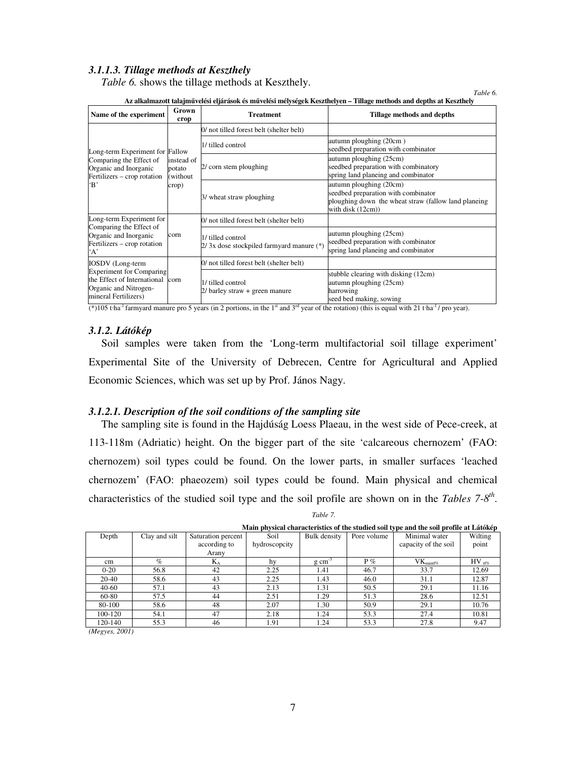### *3.1.1.3. Tillage methods at Keszthely*

*Table 6.* shows the tillage methods at Keszthely.

*Table 6.*

**Az alkalmazott talajművelési eljárások és művelési mélységek Keszthelyen – Tillage methods and depths at Keszthely**

| Name of the experiment | Grown crop | Treatment | Tillage methods and depths |
|---|---|---|---|
| Long-term Experiment for Comparing the Effect of Organic and Inorganic Fertilizers – crop rotation 'B' | Fallow instead of potato (without crop) | 0/ not tilled forest belt (shelter belt) | |
| | | 1/ tilled control | autumn ploughing (20cm )<br>seedbed preparation with combinator |
| | | 2/ corn stem ploughing | autumn ploughing (25cm)<br>seedbed preparation with combinatory<br>spring land planeing and combinator |
| | | 3/ wheat straw ploughing | autumn ploughing (20cm)<br>seedbed preparation with combinator<br>ploughing down the wheat straw (fallow land planeing with disk (12cm)) |
| Long-term Experiment for Comparing the Effect of Organic and Inorganic Fertilizers – crop rotation 'A' | corn | 0/ not tilled forest belt (shelter belt) | |
| | | 1/ tilled control<br>2/ 3x dose stockpiled farmyard manure (*) | autumn ploughing (25cm)<br>seedbed preparation with combinator<br>spring land planeing and combinator |
| IOSDV (Long-term Experiment for Comparing the Effect of International Organic and Nitrogen-mineral Fertilizers) | corn | 0/ not tilled forest belt (shelter belt) | |
| | | 1/ tilled control<br>2/ barley straw + green manure | stubble clearing with disking (12cm)<br>autumn ploughing (25cm)<br>harrowing<br>seed bed making, sowing |

(*)105 $t \cdot ha^{-1}$ farmyard manure pro 5 years (in 2 portions, in the 1st and 3rd year of the rotation) (this is equal with 21 $t \cdot ha^{-1}$ / pro year).

### *3.1.2. Látókép*

Soil samples were taken from the 'Long-term multifactorial soil tillage experiment' Experimental Site of the University of Debrecen, Centre for Agricultural and Applied Economic Sciences, which was set up by Prof. János Nagy.

### *3.1.2.1. Description of the soil conditions of the sampling site*

The sampling site is found in the Hajdúság Loess Plaeau, in the west side of Pece-creek, at 113-118m (Adriatic) height. On the bigger part of the site 'calcareous chernozem' (FAO: chernozem) soil types could be found. On the lower parts, in smaller surfaces 'leached chernozem' (FAO: phaeozem) soil types could be found. Main physical and chemical characteristics of the studied soil type and the soil profile are shown on in the *Tables 7-8th*.

*Table 7.*

**Main physical characteristics of the studied soil type and the soil profile at Látókép**

| Depth | Clay and silt | Saturation percent according to Arany | Soil hydroscopcity | Bulk density | Pore volume | Minimal water capacity of the soil | Wilting point |
|---|---|---|---|---|---|---|---|
| cm | % | $K_A$ | hy | $g\ cm^{-3}$ | P % | $VK_{mintf\%}$ | $HV_{tf\%}$ |
| 0-20 | 56.8 | 42 | 2.25 | 1.41 | 46.7 | 33.7 | 12.69 |
| 20-40 | 58.6 | 43 | 2.25 | 1.43 | 46.0 | 31.1 | 12.87 |
| 40-60 | 57.1 | 43 | 2.13 | 1.31 | 50.5 | 29.1 | 11.16 |
| 60-80 | 57.5 | 44 | 2.51 | 1.29 | 51.3 | 28.6 | 12.51 |
| 80-100 | 58.6 | 48 | 2.07 | 1.30 | 50.9 | 29.1 | 10.76 |
| 100-120 | 54.1 | 47 | 2.18 | 1.24 | 53.3 | 27.4 | 10.81 |
| 120-140 | 55.3 | 46 | 1.91 | 1.24 | 53.3 | 27.8 | 9.47 |

*(Megyes, 2001)*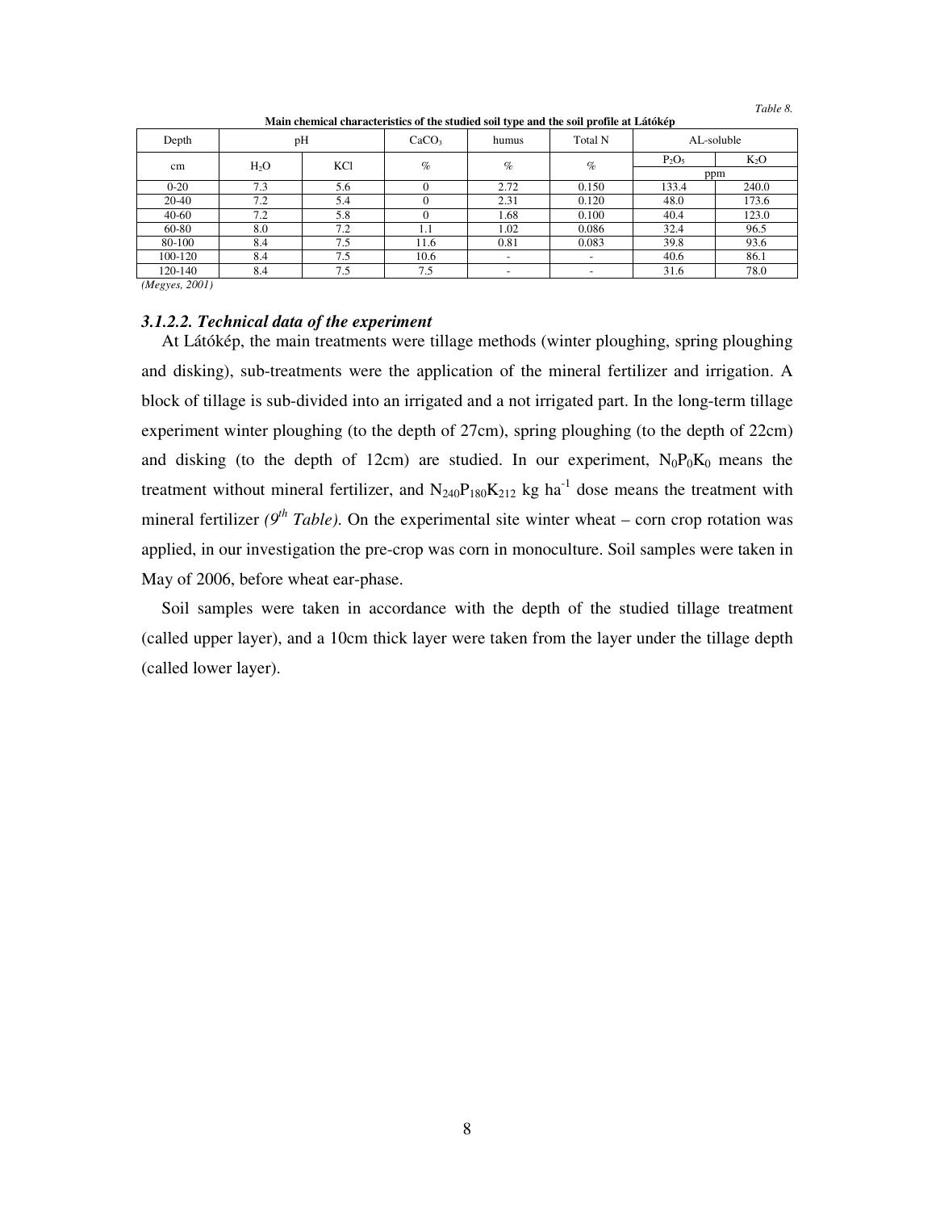*Table 8.*

**Main chemical characteristics of the studied soil type and the soil profile at Látókép**

| Depth | pH | | $CaCO_3$ | humus | Total N | AL-soluble | |
|---|---|---|---|---|---|---|---|
| cm | $H_2O$ | KCl | % | % | % | $P_2O_5$ | $K_2O$ |
| | | | | | | ppm | |
| 0-20 | 7.3 | 5.6 | 0 | 2.72 | 0.150 | 133.4 | 240.0 |
| 20-40 | 7.2 | 5.4 | 0 | 2.31 | 0.120 | 48.0 | 173.6 |
| 40-60 | 7.2 | 5.8 | 0 | 1.68 | 0.100 | 40.4 | 123.0 |
| 60-80 | 8.0 | 7.2 | 1.1 | 1.02 | 0.086 | 32.4 | 96.5 |
| 80-100 | 8.4 | 7.5 | 11.6 | 0.81 | 0.083 | 39.8 | 93.6 |
| 100-120 | 8.4 | 7.5 | 10.6 | - | - | 40.6 | 86.1 |
| 120-140 | 8.4 | 7.5 | 7.5 | - | - | 31.6 | 78.0 |

*(Megyes, 2001)*

### *3.1.2.2. Technical data of the experiment*

At Látókép, the main treatments were tillage methods (winter ploughing, spring ploughing and disking), sub-treatments were the application of the mineral fertilizer and irrigation. A block of tillage is sub-divided into an irrigated and a not irrigated part. In the long-term tillage experiment winter ploughing (to the depth of 27cm), spring ploughing (to the depth of 22cm) and disking (to the depth of 12cm) are studied. In our experiment, $N_0P_0K_0$ means the treatment without mineral fertilizer, and $N_{240}P_{180}K_{212}$ kg ha$^{-1}$ dose means the treatment with mineral fertilizer *(9$^{th}$ Table)*. On the experimental site winter wheat – corn crop rotation was applied, in our investigation the pre-crop was corn in monoculture. Soil samples were taken in May of 2006, before wheat ear-phase.

Soil samples were taken in accordance with the depth of the studied tillage treatment (called upper layer), and a 10cm thick layer were taken from the layer under the tillage depth (called lower layer).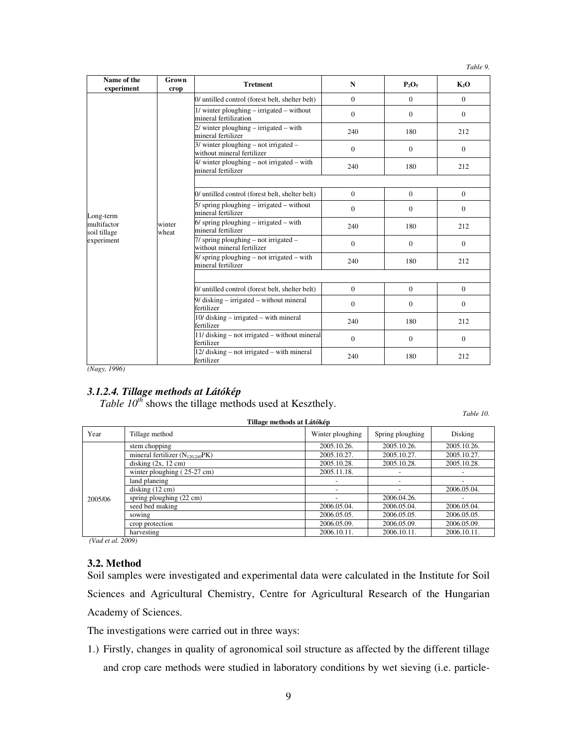*Table 9.*

| Name of the experiment | Grown crop | Tretment | N | $P_2O_5$ | $K_2O$ |
|---|---|---|---|---|---|
| Long-term multifactor soil tillage experiment | winter wheat | 0/ untilled control (forest belt, shelter belt) | 0 | 0 | 0 |
| | | 1/ winter ploughing – irrigated – without mineral fertilization | 0 | 0 | 0 |
| | | 2/ winter ploughing – irrigated – with mineral fertilizer | 240 | 180 | 212 |
| | | 3/ winter ploughing – not irrigated – without mineral fertilizer | 0 | 0 | 0 |
| | | 4/ winter ploughing – not irrigated – with mineral fertilizer | 240 | 180 | 212 |
| | | | | | |
| | | 0/ untilled control (forest belt, shelter belt) | 0 | 0 | 0 |
| | | 5/ spring ploughing – irrigated – without mineral fertilizer | 0 | 0 | 0 |
| | | 6/ spring ploughing – irrigated – with mineral fertilizer | 240 | 180 | 212 |
| | | 7/ spring ploughing – not irrigated – without mineral fertilizer | 0 | 0 | 0 |
| | | 8/ spring ploughing – not irrigated – with mineral fertilizer | 240 | 180 | 212 |
| | | | | | |
| | | 0/ untilled control (forest belt, shelter belt) | 0 | 0 | 0 |
| | | 9/ disking – irrigated – without mineral fertilizer | 0 | 0 | 0 |
| | | 10/ disking – irrigated – with mineral fertilizer | 240 | 180 | 212 |
| | | 11/ disking – not irrigated – without mineral fertilizer | 0 | 0 | 0 |
| | | 12/ disking – not irrigated – with mineral fertilizer | 240 | 180 | 212 |

*(Nagy, 1996)*

### *3.1.2.4. Tillage methods at Látókép*

*Table 10th* shows the tillage methods used at Keszthely.

*Table 10.*

**Tillage methods at Látókép**

| Year | Tillage method | Winter ploughing | Spring ploughing | Disking |
|---|---|---|---|---|
| 2005/06 | stem chopping | 2005.10.26. | 2005.10.26. | 2005.10.26. |
| | mineral fertilizer ($N_{120,240}$PK) | 2005.10.27. | 2005.10.27. | 2005.10.27. |
| | disking (2x, 12 cm) | 2005.10.28. | 2005.10.28. | 2005.10.28. |
| | winter ploughing ( 25-27 cm) | 2005.11.18. | - | - |
| | land planeing | - | - | - |
| | disking (12 cm) | - | - | 2006.05.04. |
| | spring ploughing (22 cm) | - | 2006.04.26. | - |
| | seed bed making | 2006.05.04. | 2006.05.04. | 2006.05.04. |
| | sowing | 2006.05.05. | 2006.05.05. | 2006.05.05. |
| | crop protection | 2006.05.09. | 2006.05.09. | 2006.05.09. |
| | harvesting | 2006.10.11. | 2006.10.11. | 2006.10.11. |

*(Vad et al. 2009)*

## 3.2. Method

Soil samples were investigated and experimental data were calculated in the Institute for Soil Sciences and Agricultural Chemistry, Centre for Agricultural Research of the Hungarian Academy of Sciences.

The investigations were carried out in three ways:

1.) Firstly, changes in quality of agronomical soil structure as affected by the different tillage and crop care methods were studied in laboratory conditions by wet sieving (i.e. particle-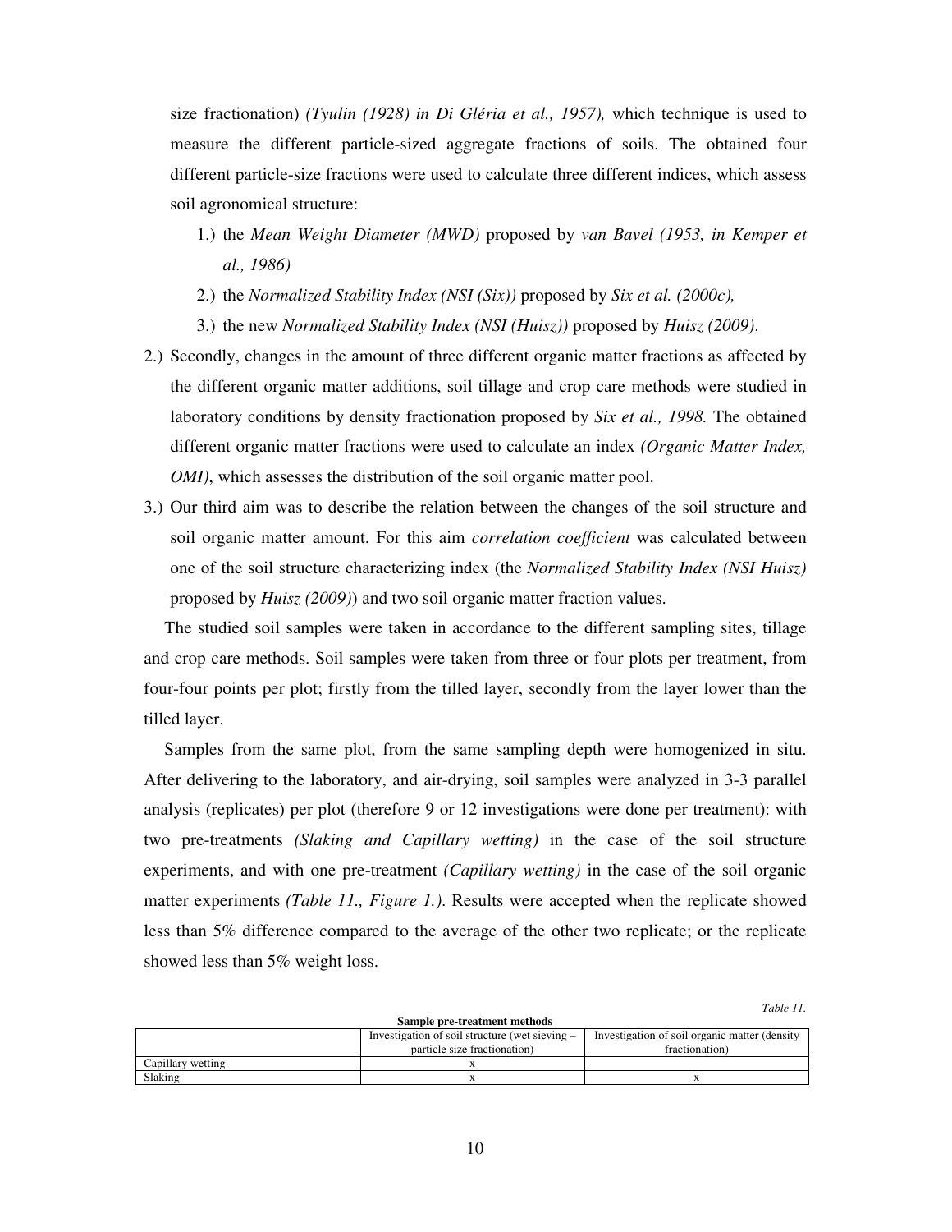size fractionation) *(Tyulin (1928) in Di Gléria et al., 1957),* which technique is used to measure the different particle-sized aggregate fractions of soils. The obtained four different particle-size fractions were used to calculate three different indices, which assess soil agronomical structure:

1.) the *Mean Weight Diameter (MWD)* proposed by *van Bavel (1953, in Kemper et al., 1986)*
2.) the *Normalized Stability Index (NSI (Six))* proposed by *Six et al. (2000c),*
3.) the new *Normalized Stability Index (NSI (Huisz))* proposed by *Huisz (2009).*

2.) Secondly, changes in the amount of three different organic matter fractions as affected by the different organic matter additions, soil tillage and crop care methods were studied in laboratory conditions by density fractionation proposed by *Six et al., 1998.* The obtained different organic matter fractions were used to calculate an index *(Organic Matter Index, OMI)*, which assesses the distribution of the soil organic matter pool.

3.) Our third aim was to describe the relation between the changes of the soil structure and soil organic matter amount. For this aim *correlation coefficient* was calculated between one of the soil structure characterizing index (the *Normalized Stability Index (NSI Huisz)* proposed by *Huisz (2009)*) and two soil organic matter fraction values.

The studied soil samples were taken in accordance to the different sampling sites, tillage and crop care methods. Soil samples were taken from three or four plots per treatment, from four-four points per plot; firstly from the tilled layer, secondly from the layer lower than the tilled layer.

Samples from the same plot, from the same sampling depth were homogenized in situ. After delivering to the laboratory, and air-drying, soil samples were analyzed in 3-3 parallel analysis (replicates) per plot (therefore 9 or 12 investigations were done per treatment): with two pre-treatments *(Slaking and Capillary wetting)* in the case of the soil structure experiments, and with one pre-treatment *(Capillary wetting)* in the case of the soil organic matter experiments *(Table 11., Figure 1.).* Results were accepted when the replicate showed less than 5% difference compared to the average of the other two replicate; or the replicate showed less than 5% weight loss.

*Table 11.*

**Sample pre-treatment methods**

| | Investigation of soil structure (wet sieving – particle size fractionation) | Investigation of soil organic matter (density fractionation) |
|---|---|---|
| Capillary wetting | x | |
| Slaking | x | x |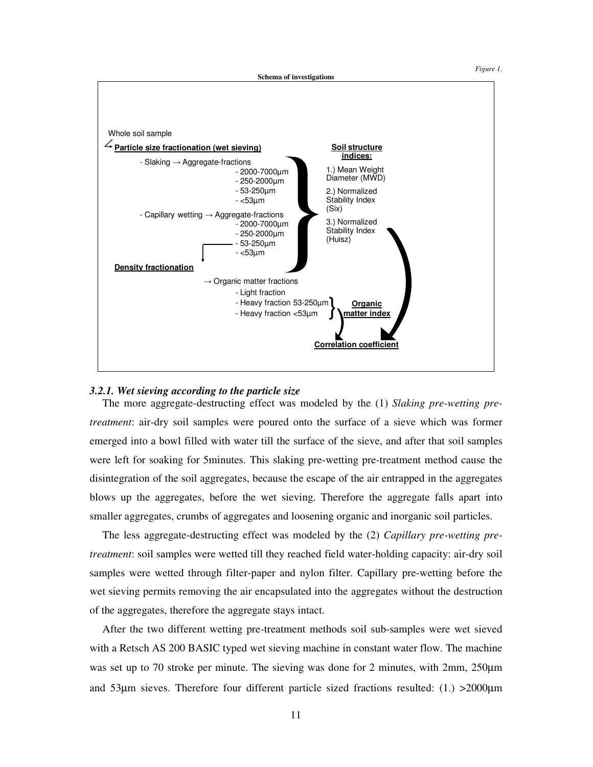*Figure 1.*

**Schema of investigations**

Whole soil sample

**Particle size fractionation (wet sieving)**

- Slaking → Aggregate-fractions
  - 2000-7000µm
  - 250-2000µm
  - 53-250µm
  - <53µm
- Capillary wetting → Aggregate-fractions
  - 2000-7000µm
  - 250-2000µm
  - 53-250µm
  - <53µm

**Soil structure indices:**

1.) Mean Weight Diameter (MWD)

2.) Normalized Stability Index (Six)

3.) Normalized Stability Index (Huisz)

**Density fractionation**

→ Organic matter fractions
- Light fraction
- Heavy fraction 53-250µm
- Heavy fraction <53µm

**Organic matter index**

**Correlation coefficient**

### *3.2.1. Wet sieving according to the particle size*

The more aggregate-destructing effect was modeled by the (1) *Slaking pre-wetting pre-treatment*: air-dry soil samples were poured onto the surface of a sieve which was former emerged into a bowl filled with water till the surface of the sieve, and after that soil samples were left for soaking for 5minutes. This slaking pre-wetting pre-treatment method cause the disintegration of the soil aggregates, because the escape of the air entrapped in the aggregates blows up the aggregates, before the wet sieving. Therefore the aggregate falls apart into smaller aggregates, crumbs of aggregates and loosening organic and inorganic soil particles.

The less aggregate-destructing effect was modeled by the (2) *Capillary pre-wetting pre-treatment*: soil samples were wetted till they reached field water-holding capacity: air-dry soil samples were wetted through filter-paper and nylon filter. Capillary pre-wetting before the wet sieving permits removing the air encapsulated into the aggregates without the destruction of the aggregates, therefore the aggregate stays intact.

After the two different wetting pre-treatment methods soil sub-samples were wet sieved with a Retsch AS 200 BASIC typed wet sieving machine in constant water flow. The machine was set up to 70 stroke per minute. The sieving was done for 2 minutes, with 2mm, 250µm and 53µm sieves. Therefore four different particle sized fractions resulted: (1.) >2000µm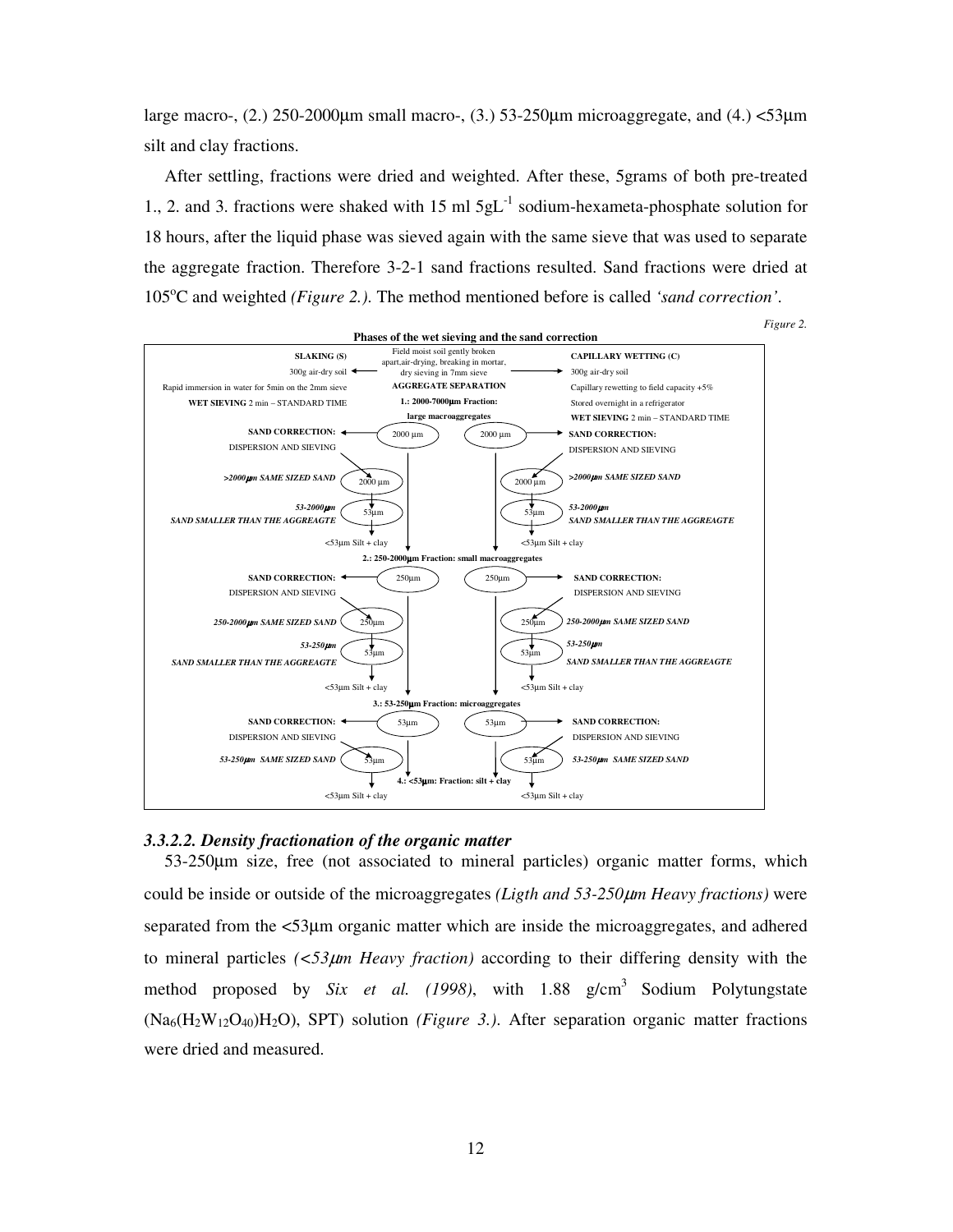large macro-, (2.) 250-2000μm small macro-, (3.) 53-250μm microaggregate, and (4.) <53μm silt and clay fractions.

After settling, fractions were dried and weighted. After these, 5grams of both pre-treated 1., 2. and 3. fractions were shaked with 15 ml 5gL$^{-1}$ sodium-hexameta-phosphate solution for 18 hours, after the liquid phase was sieved again with the same sieve that was used to separate the aggregate fraction. Therefore 3-2-1 sand fractions resulted. Sand fractions were dried at 105°C and weighted *(Figure 2.)*. The method mentioned before is called *'sand correction'*.

*Figure 2.*

**Phases of the wet sieving and the sand correction**

Field moist soil gently broken apart, air-drying, breaking in mortar, dry sieving in 7mm sieve

| SLAKING (S) | AGGREGATE SEPARATION | CAPILLARY WETTING (C) |
|---|---|---|
| 300g air-dry soil | | 300g air-dry soil |
| Rapid immersion in water for 5min on the 2mm sieve | | Capillary rewetting to field capacity +5% |
| | | Stored overnight in a refrigerator |
| WET SIEVING 2 min – STANDARD TIME | | WET SIEVING 2 min – STANDARD TIME |

**1.: 2000-7000μm Fraction: large macroaggregates** (2000 μm)

- SAND CORRECTION: DISPERSION AND SIEVING
  - *>2000μm SAME SIZED SAND* (2000 μm)
  - *53-2000μm SAND SMALLER THAN THE AGGREAGTE* (53μm)
  - <53μm Silt + clay

**2.: 250-2000μm Fraction: small macroaggregates** (250μm)

- SAND CORRECTION: DISPERSION AND SIEVING
  - *250-2000μm SAME SIZED SAND* (250μm)
  - *53-250μm SAND SMALLER THAN THE AGGREAGTE* (53μm)
  - <53μm Silt + clay

**3.: 53-250μm Fraction: microaggregates** (53μm)

- SAND CORRECTION: DISPERSION AND SIEVING
  - *53-250μm SAME SIZED SAND* (53μm)
  - <53μm Silt + clay

**4.: <53μm: Fraction: silt + clay**

### *3.3.2.2. Density fractionation of the organic matter*

53-250μm size, free (not associated to mineral particles) organic matter forms, which could be inside or outside of the microaggregates *(Ligth and 53-250μm Heavy fractions)* were separated from the <53μm organic matter which are inside the microaggregates, and adhered to mineral particles *(<53μm Heavy fraction)* according to their differing density with the method proposed by *Six et al. (1998)*, with 1.88 g/cm$^3$ Sodium Polytungstate ($Na_6(H_2W_{12}O_{40})H_2O$), SPT) solution *(Figure 3.)*. After separation organic matter fractions were dried and measured.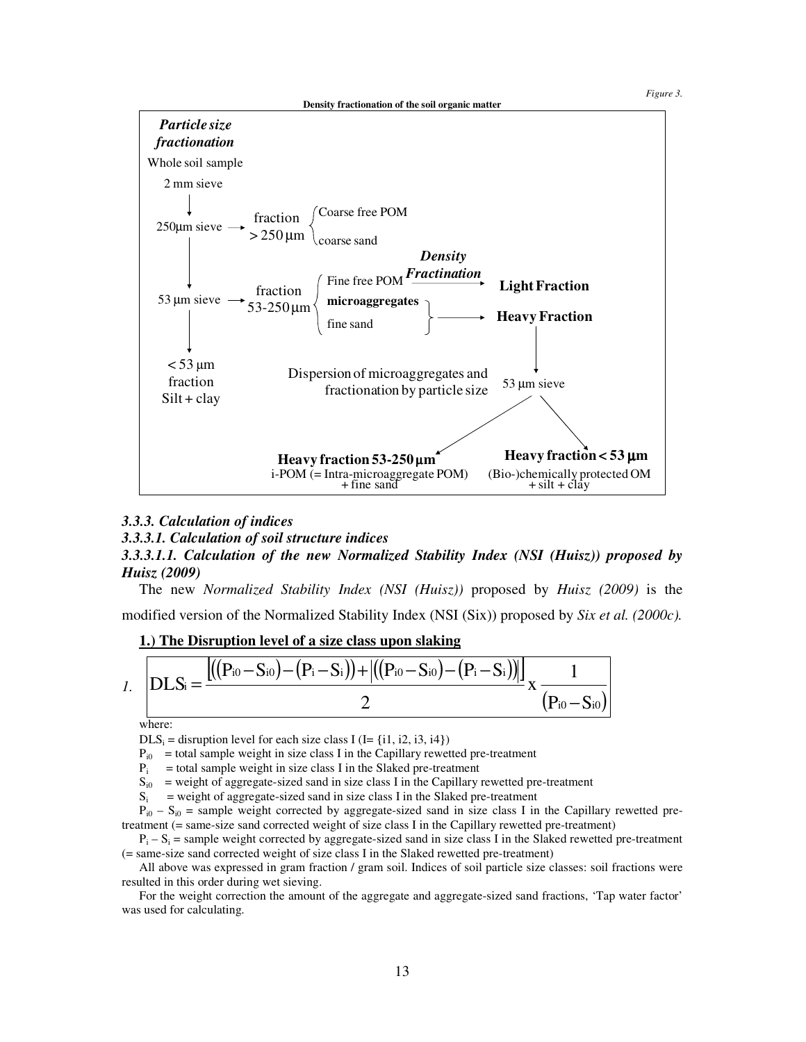*Figure 3.*

**Density fractionation of the soil organic matter**

***Particle size fractionation***

Whole soil sample

2 mm sieve → 250μm sieve → fraction > 250 μm { Coarse free POM; coarse sand }

53 μm sieve → fraction 53-250 μm { Fine free POM —*Density Fractination*→ **Light Fraction**; **microaggregates**, fine sand → **Heavy Fraction** }

< 53 μm fraction Silt + clay

Dispersion of microaggregates and fractionation by particle size — 53 μm sieve

**Heavy fraction 53-250 μm** i-POM (= Intra-microaggregate POM) + fine sand

**Heavy fraction < 53 μm** (Bio-)chemically protected OM + silt + clay

### *3.3.3. Calculation of indices*

#### *3.3.3.1. Calculation of soil structure indices*

##### *3.3.3.1.1. Calculation of the new Normalized Stability Index (NSI (Huisz)) proposed by Huisz (2009)*

The new *Normalized Stability Index (NSI (Huisz))* proposed by *Huisz (2009)* is the modified version of the Normalized Stability Index (NSI (Six)) proposed by *Six et al. (2000c).*

**1.) The Disruption level of a size class upon slaking**

*1.*

$$DLS_i = \frac{\left[\left((P_{i0}-S_{i0})-(P_i-S_i)\right)+\left|\left((P_{i0}-S_{i0})-(P_i-S_i)\right)\right|\right]}{2} \times \frac{1}{(P_{i0}-S_{i0})}$$

where:

$DLS_i$ = disruption level for each size class I (I= {i1, i2, i3, i4})

$P_{i0}$ = total sample weight in size class I in the Capillary rewetted pre-treatment

$P_i$ = total sample weight in size class I in the Slaked pre-treatment

$S_{i0}$ = weight of aggregate-sized sand in size class I in the Capillary rewetted pre-treatment

$S_i$ = weight of aggregate-sized sand in size class I in the Slaked pre-treatment

$P_{i0} - S_{i0}$ = sample weight corrected by aggregate-sized sand in size class I in the Capillary rewetted pre-treatment (= same-size sand corrected weight of size class I in the Capillary rewetted pre-treatment)

$P_i - S_i$ = sample weight corrected by aggregate-sized sand in size class I in the Slaked rewetted pre-treatment (= same-size sand corrected weight of size class I in the Slaked rewetted pre-treatment)

All above was expressed in gram fraction / gram soil. Indices of soil particle size classes: soil fractions were resulted in this order during wet sieving.

For the weight correction the amount of the aggregate and aggregate-sized sand fractions, 'Tap water factor' was used for calculating.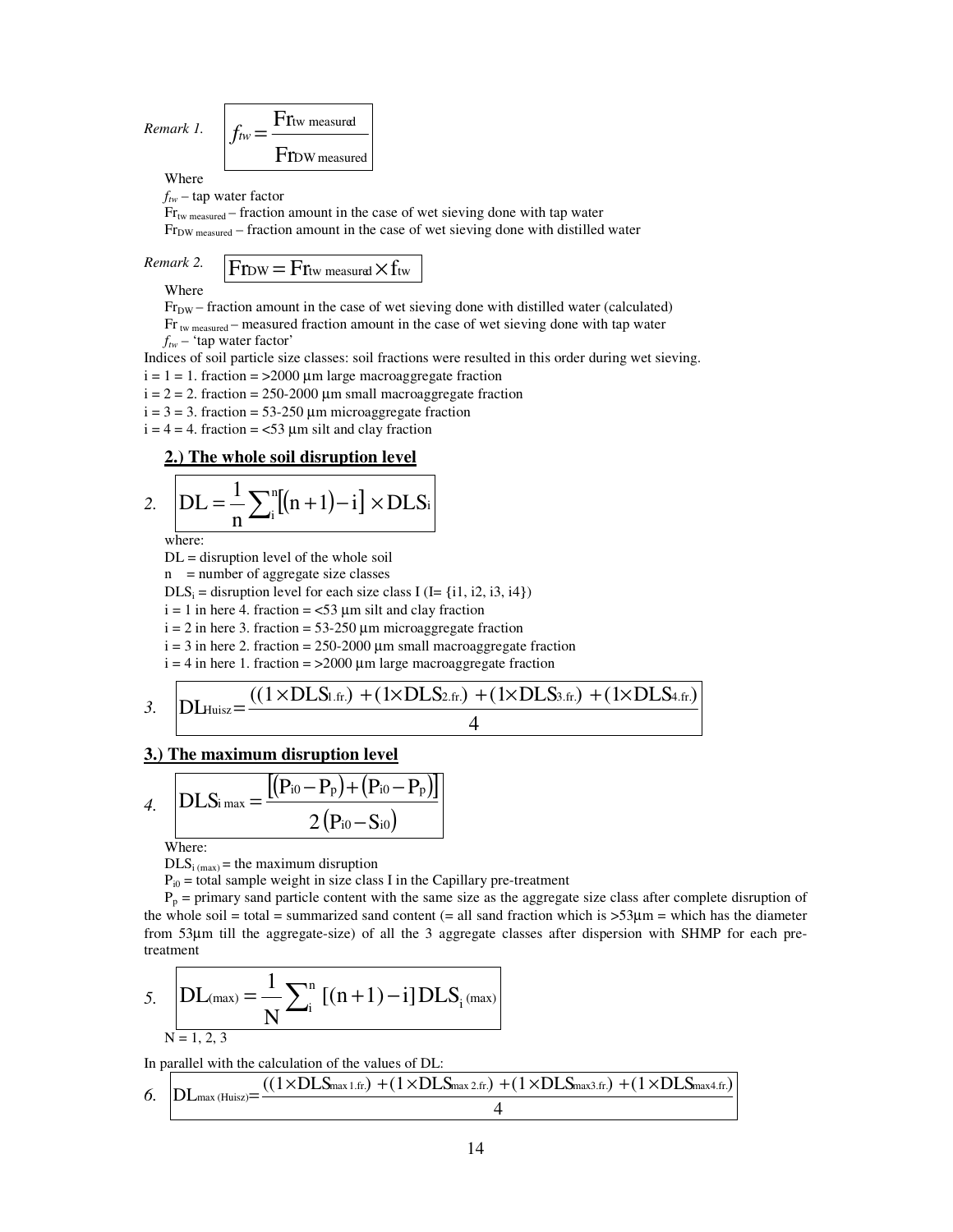*Remark 1.* 

$$f_{tw} = \frac{\mathrm{Fr}_{\mathrm{tw\ measured}}}{\mathrm{Fr}_{\mathrm{DW\ measured}}}$$

Where

$f_{tw}$ – tap water factor

$\mathrm{Fr}_{\mathrm{tw\ measured}}$ – fraction amount in the case of wet sieving done with tap water

$\mathrm{Fr}_{\mathrm{DW\ measured}}$ – fraction amount in the case of wet sieving done with distilled water

*Remark 2.* 

$$\mathrm{Fr}_{\mathrm{DW}} = \mathrm{Fr}_{\mathrm{tw\ measured}} \times f_{tw}$$

Where

$\mathrm{Fr}_{\mathrm{DW}}$ – fraction amount in the case of wet sieving done with distilled water (calculated)

$\mathrm{Fr}_{\mathrm{tw\ measured}}$ – measured fraction amount in the case of wet sieving done with tap water

$f_{tw}$ – 'tap water factor'

Indices of soil particle size classes: soil fractions were resulted in this order during wet sieving.

i = 1 = 1. fraction = >2000 µm large macroaggregate fraction

i = 2 = 2. fraction = 250-2000 µm small macroaggregate fraction

i = 3 = 3. fraction = 53-250 µm microaggregate fraction

i = 4 = 4. fraction = <53 µm silt and clay fraction

## 2.) The whole soil disruption level

*2.*

$$\mathrm{DL} = \frac{1}{n}\sum_{i}^{n}\left[(n+1)-i\right] \times \mathrm{DLS}_i$$

where:

DL = disruption level of the whole soil

n = number of aggregate size classes

$\mathrm{DLS}_i$ = disruption level for each size class I (I= {i1, i2, i3, i4})

i = 1 in here 4. fraction = <53 µm silt and clay fraction

i = 2 in here 3. fraction = 53-250 µm microaggregate fraction

i = 3 in here 2. fraction = 250-2000 µm small macroaggregate fraction

i = 4 in here 1. fraction = >2000 µm large macroaggregate fraction

*3.*

$$\mathrm{DL}_{\mathrm{Huisz}} = \frac{((1 \times \mathrm{DLS}_{1.\mathrm{fr.}}) + (1 \times \mathrm{DLS}_{2.\mathrm{fr.}}) + (1 \times \mathrm{DLS}_{3.\mathrm{fr.}}) + (1 \times \mathrm{DLS}_{4.\mathrm{fr.}})}{4}$$

## 3.) The maximum disruption level

*4.*

$$\mathrm{DLS}_{i\ \max} = \frac{\left[(P_{i0} - P_p) + (P_{i0} - P_p)\right]}{2\left(P_{i0} - S_{i0}\right)}$$

Where:

$\mathrm{DLS}_{i\ (\max)}$ = the maximum disruption

$P_{i0}$ = total sample weight in size class I in the Capillary pre-treatment

$P_p$ = primary sand particle content with the same size as the aggregate size class after complete disruption of the whole soil = total = summarized sand content (= all sand fraction which is >53µm = which has the diameter from 53µm till the aggregate-size) of all the 3 aggregate classes after dispersion with SHMP for each pre-treatment

*5.*

$$\mathrm{DL}_{(\max)} = \frac{1}{N}\sum_{i}^{n}\left[(n+1)-i\right]\mathrm{DLS}_{i\ (\max)}$$

N = 1, 2, 3

In parallel with the calculation of the values of DL:

*6.*

$$\mathrm{DL}_{\max\ (\mathrm{Huisz})} = \frac{((1 \times \mathrm{DLS}_{\max\ 1.\mathrm{fr.}}) + (1 \times \mathrm{DLS}_{\max\ 2.\mathrm{fr.}}) + (1 \times \mathrm{DLS}_{\max 3.\mathrm{fr.}}) + (1 \times \mathrm{DLS}_{\max 4.\mathrm{fr.}})}{4}$$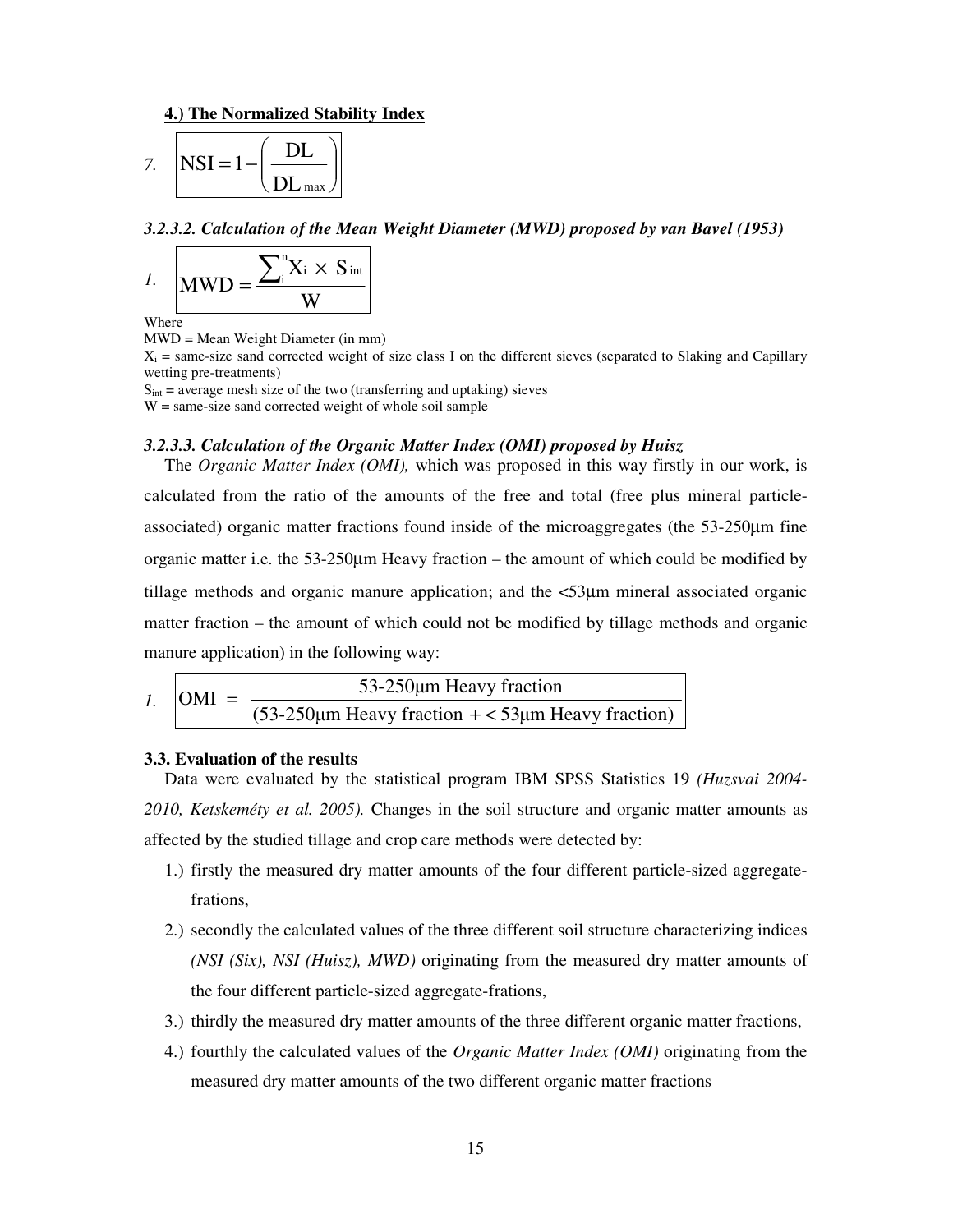**4.) The Normalized Stability Index**

*7.* $$\mathrm{NSI} = 1 - \left( \frac{\mathrm{DL}}{\mathrm{DL}_{\max}} \right)$$

### *3.2.3.2. Calculation of the Mean Weight Diameter (MWD) proposed by van Bavel (1953)*

*1.* $$\mathrm{MWD} = \frac{\sum_{i}^{n} X_i \times S_{\mathrm{int}}}{W}$$

Where

MWD = Mean Weight Diameter (in mm)

$X_i$ = same-size sand corrected weight of size class I on the different sieves (separated to Slaking and Capillary wetting pre-treatments)

$S_{int}$ = average mesh size of the two (transferring and uptaking) sieves

W = same-size sand corrected weight of whole soil sample

### *3.2.3.3. Calculation of the Organic Matter Index (OMI) proposed by Huisz*

The *Organic Matter Index (OMI),* which was proposed in this way firstly in our work, is calculated from the ratio of the amounts of the free and total (free plus mineral particle-associated) organic matter fractions found inside of the microaggregates (the 53-250μm fine organic matter i.e. the 53-250μm Heavy fraction – the amount of which could be modified by tillage methods and organic manure application; and the <53μm mineral associated organic matter fraction – the amount of which could not be modified by tillage methods and organic manure application) in the following way:

*1.* $$\mathrm{OMI} = \frac{\text{53-250μm Heavy fraction}}{(\text{53-250μm Heavy fraction} + <\text{53μm Heavy fraction})}$$

### 3.3. Evaluation of the results

Data were evaluated by the statistical program IBM SPSS Statistics 19 *(Huzsvai 2004-2010, Ketskeméty et al. 2005).* Changes in the soil structure and organic matter amounts as affected by the studied tillage and crop care methods were detected by:

1.) firstly the measured dry matter amounts of the four different particle-sized aggregate-frations,

2.) secondly the calculated values of the three different soil structure characterizing indices *(NSI (Six), NSI (Huisz), MWD)* originating from the measured dry matter amounts of the four different particle-sized aggregate-frations,

3.) thirdly the measured dry matter amounts of the three different organic matter fractions,

4.) fourthly the calculated values of the *Organic Matter Index (OMI)* originating from the measured dry matter amounts of the two different organic matter fractions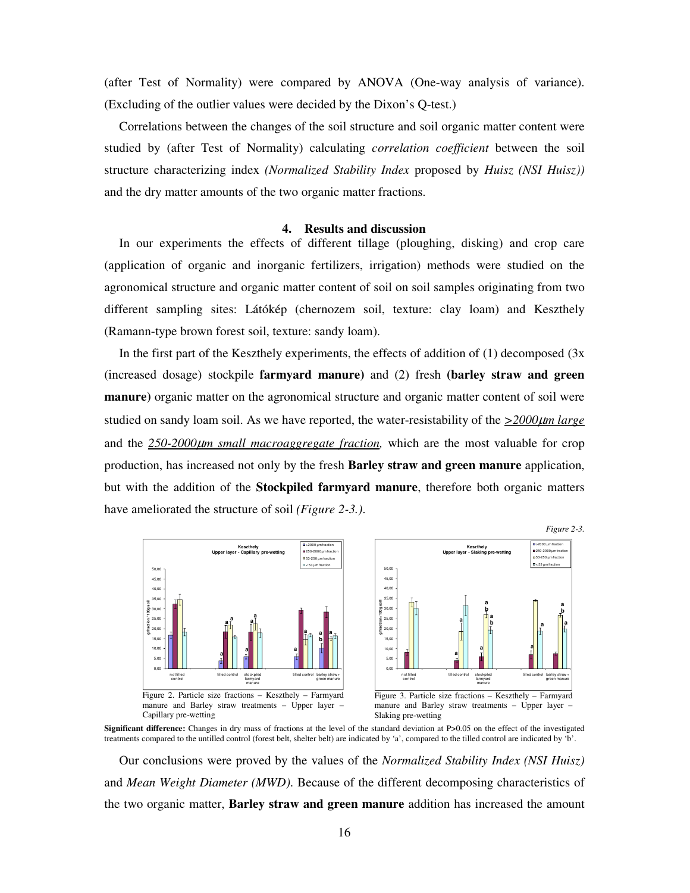(after Test of Normality) were compared by ANOVA (One-way analysis of variance). (Excluding of the outlier values were decided by the Dixon's Q-test.)

Correlations between the changes of the soil structure and soil organic matter content were studied by (after Test of Normality) calculating *correlation coefficient* between the soil structure characterizing index *(Normalized Stability Index* proposed by *Huisz (NSI Huisz))* and the dry matter amounts of the two organic matter fractions.

## 4. Results and discussion

In our experiments the effects of different tillage (ploughing, disking) and crop care (application of organic and inorganic fertilizers, irrigation) methods were studied on the agronomical structure and organic matter content of soil on soil samples originating from two different sampling sites: Látókép (chernozem soil, texture: clay loam) and Keszthely (Ramann-type brown forest soil, texture: sandy loam).

In the first part of the Keszthely experiments, the effects of addition of (1) decomposed (3x (increased dosage) stockpile **farmyard manure)** and (2) fresh **(barley straw and green manure)** organic matter on the agronomical structure and organic matter content of soil were studied on sandy loam soil. As we have reported, the water-resistability of the <u>>2000μm large</u> and the <u>*250-2000μm small macroaggregate fraction,*</u> which are the most valuable for crop production, has increased not only by the fresh **Barley straw and green manure** application, but with the addition of the **Stockpiled farmyard manure**, therefore both organic matters have ameliorated the structure of soil *(Figure 2-3.)*.

*Figure 2-3.*

Figure 2. Particle size fractions – Keszthely – Farmyard manure and Barley straw treatments – Upper layer – Capillary pre-wetting

Figure 3. Particle size fractions – Keszthely – Farmyard manure and Barley straw treatments – Upper layer – Slaking pre-wetting

**Significant difference:** Changes in dry mass of fractions at the level of the standard deviation at P>0.05 on the effect of the investigated treatments compared to the untilled control (forest belt, shelter belt) are indicated by 'a', compared to the tilled control are indicated by 'b'.

Our conclusions were proved by the values of the *Normalized Stability Index (NSI Huisz)* and *Mean Weight Diameter (MWD).* Because of the different decomposing characteristics of the two organic matter, **Barley straw and green manure** addition has increased the amount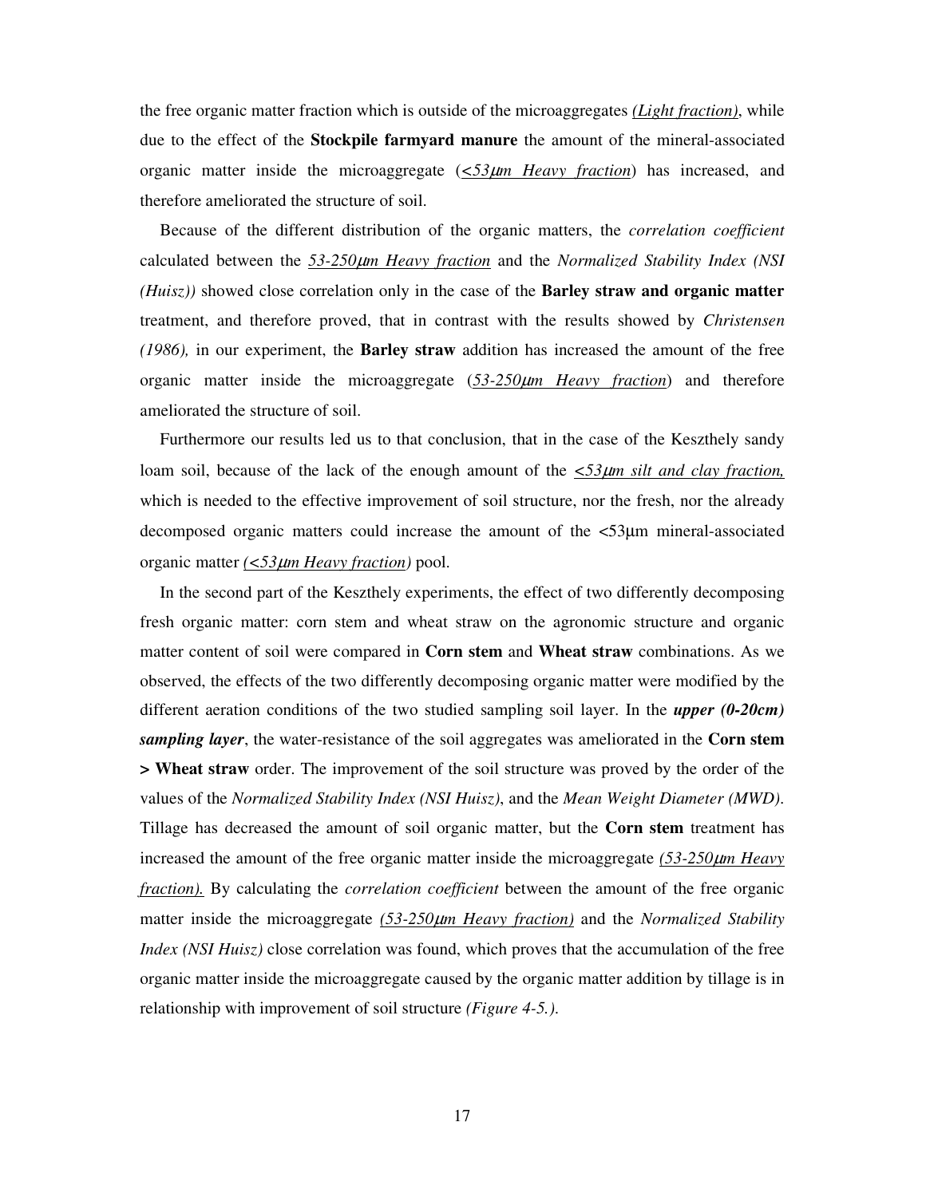the free organic matter fraction which is outside of the microaggregates *(Light fraction)*, while due to the effect of the **Stockpile farmyard manure** the amount of the mineral-associated organic matter inside the microaggregate (*<53µm Heavy fraction*) has increased, and therefore ameliorated the structure of soil.

Because of the different distribution of the organic matters, the *correlation coefficient* calculated between the *53-250µm Heavy fraction* and the *Normalized Stability Index (NSI (Huisz))* showed close correlation only in the case of the **Barley straw and organic matter** treatment, and therefore proved, that in contrast with the results showed by *Christensen (1986),* in our experiment, the **Barley straw** addition has increased the amount of the free organic matter inside the microaggregate (*53-250µm Heavy fraction*) and therefore ameliorated the structure of soil.

Furthermore our results led us to that conclusion, that in the case of the Keszthely sandy loam soil, because of the lack of the enough amount of the *<53µm silt and clay fraction,* which is needed to the effective improvement of soil structure, nor the fresh, nor the already decomposed organic matters could increase the amount of the <53µm mineral-associated organic matter *(<53µm Heavy fraction)* pool.

In the second part of the Keszthely experiments, the effect of two differently decomposing fresh organic matter: corn stem and wheat straw on the agronomic structure and organic matter content of soil were compared in **Corn stem** and **Wheat straw** combinations. As we observed, the effects of the two differently decomposing organic matter were modified by the different aeration conditions of the two studied sampling soil layer. In the ***upper (0-20cm) sampling layer***, the water-resistance of the soil aggregates was ameliorated in the **Corn stem > Wheat straw** order. The improvement of the soil structure was proved by the order of the values of the *Normalized Stability Index (NSI Huisz)*, and the *Mean Weight Diameter (MWD)*. Tillage has decreased the amount of soil organic matter, but the **Corn stem** treatment has increased the amount of the free organic matter inside the microaggregate *(53-250µm Heavy fraction).* By calculating the *correlation coefficient* between the amount of the free organic matter inside the microaggregate *(53-250µm Heavy fraction)* and the *Normalized Stability Index (NSI Huisz)* close correlation was found, which proves that the accumulation of the free organic matter inside the microaggregate caused by the organic matter addition by tillage is in relationship with improvement of soil structure *(Figure 4-5.).*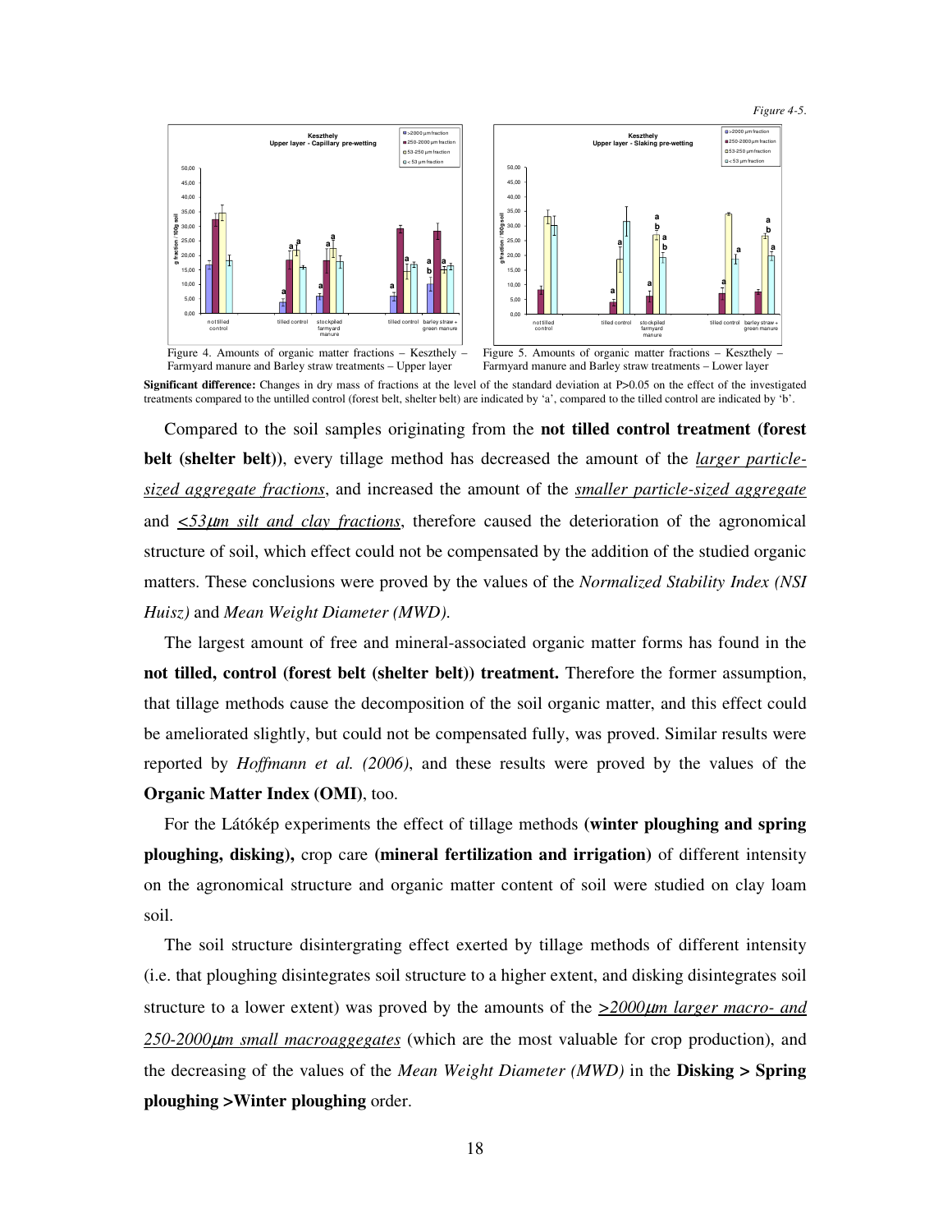*Figure 4-5.*

Figure 4. Amounts of organic matter fractions – Keszthely – Farmyard manure and Barley straw treatments – Upper layer

Figure 5. Amounts of organic matter fractions – Keszthely – Farmyard manure and Barley straw treatments – Lower layer

**Significant difference:** Changes in dry mass of fractions at the level of the standard deviation at P>0.05 on the effect of the investigated treatments compared to the untilled control (forest belt, shelter belt) are indicated by 'a', compared to the tilled control are indicated by 'b'.

Compared to the soil samples originating from the **not tilled control treatment (forest belt (shelter belt))**, every tillage method has decreased the amount of the _larger particle-sized aggregate fractions_, and increased the amount of the _smaller particle-sized aggregate_ and _<53μm silt and clay fractions_, therefore caused the deterioration of the agronomical structure of soil, which effect could not be compensated by the addition of the studied organic matters. These conclusions were proved by the values of the *Normalized Stability Index (NSI Huisz)* and *Mean Weight Diameter (MWD)*.

The largest amount of free and mineral-associated organic matter forms has found in the **not tilled, control (forest belt (shelter belt)) treatment.** Therefore the former assumption, that tillage methods cause the decomposition of the soil organic matter, and this effect could be ameliorated slightly, but could not be compensated fully, was proved. Similar results were reported by *Hoffmann et al. (2006)*, and these results were proved by the values of the **Organic Matter Index (OMI)**, too.

For the Látókép experiments the effect of tillage methods **(winter ploughing and spring ploughing, disking),** crop care **(mineral fertilization and irrigation)** of different intensity on the agronomical structure and organic matter content of soil were studied on clay loam soil.

The soil structure disintergrating effect exerted by tillage methods of different intensity (i.e. that ploughing disintegrates soil structure to a higher extent, and disking disintegrates soil structure to a lower extent) was proved by the amounts of the _>2000μm larger macro- and 250-2000μm small macroaggegates_ (which are the most valuable for crop production), and the decreasing of the values of the *Mean Weight Diameter (MWD)* in the **Disking > Spring ploughing >Winter ploughing** order.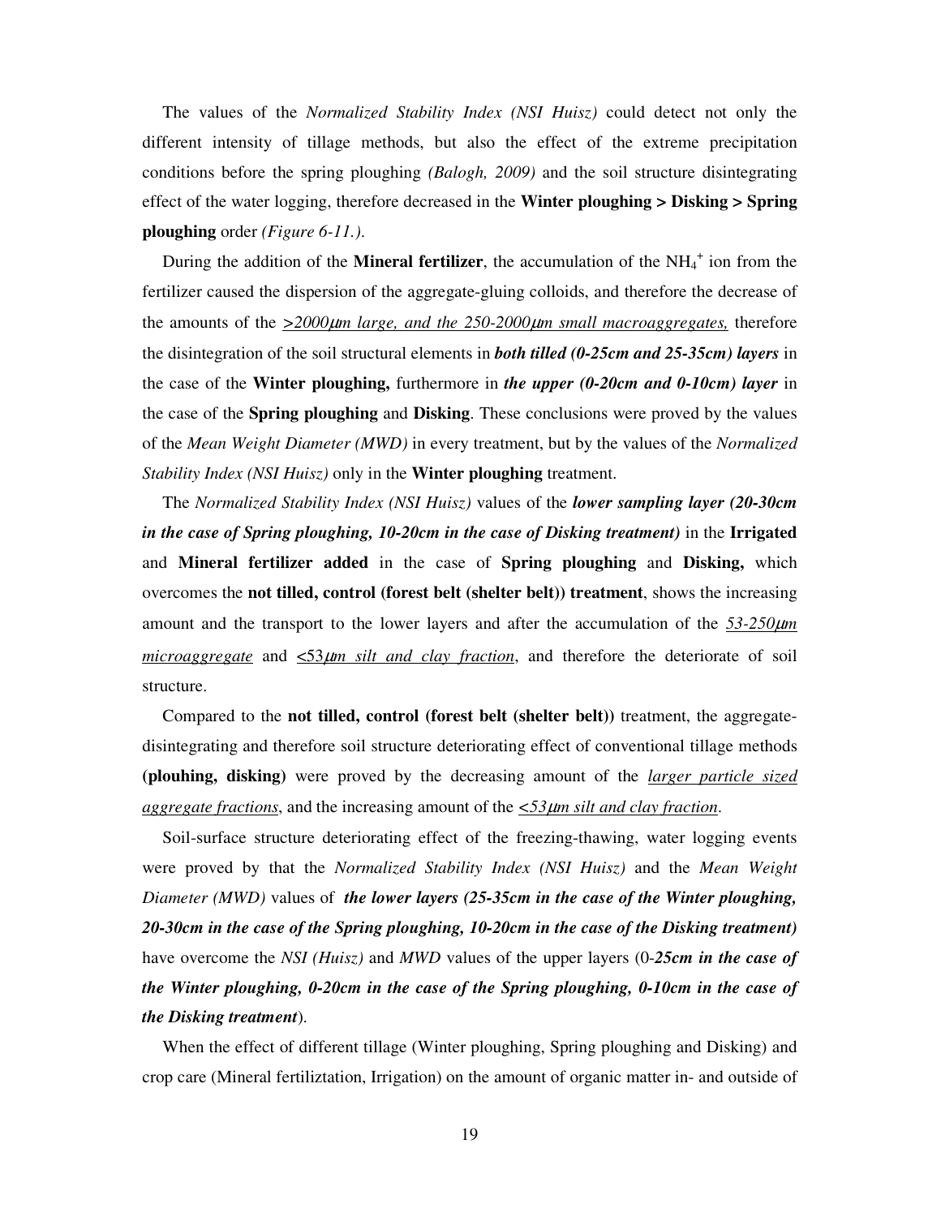The values of the *Normalized Stability Index (NSI Huisz)* could detect not only the different intensity of tillage methods, but also the effect of the extreme precipitation conditions before the spring ploughing *(Balogh, 2009)* and the soil structure disintegrating effect of the water logging, therefore decreased in the **Winter ploughing > Disking > Spring ploughing** order *(Figure 6-11.)*.

During the addition of the **Mineral fertilizer**, the accumulation of the $NH_4^+$ ion from the fertilizer caused the dispersion of the aggregate-gluing colloids, and therefore the decrease of the amounts of the *>2000µm large, and the 250-2000µm small macroaggregates,* therefore the disintegration of the soil structural elements in ***both tilled (0-25cm and 25-35cm) layers*** in the case of the **Winter ploughing,** furthermore in ***the upper (0-20cm and 0-10cm) layer*** in the case of the **Spring ploughing** and **Disking**. These conclusions were proved by the values of the *Mean Weight Diameter (MWD)* in every treatment, but by the values of the *Normalized Stability Index (NSI Huisz)* only in the **Winter ploughing** treatment.

The *Normalized Stability Index (NSI Huisz)* values of the ***lower sampling layer (20-30cm in the case of Spring ploughing, 10-20cm in the case of Disking treatment)*** in the **Irrigated** and **Mineral fertilizer added** in the case of **Spring ploughing** and **Disking,** which overcomes the **not tilled, control (forest belt (shelter belt)) treatment**, shows the increasing amount and the transport to the lower layers and after the accumulation of the *53-250µm microaggregate* and *<53µm silt and clay fraction*, and therefore the deteriorate of soil structure.

Compared to the **not tilled, control (forest belt (shelter belt))** treatment, the aggregate-disintegrating and therefore soil structure deteriorating effect of conventional tillage methods **(plouhing, disking)** were proved by the decreasing amount of the *larger particle sized aggregate fractions*, and the increasing amount of the *<53µm silt and clay fraction*.

Soil-surface structure deteriorating effect of the freezing-thawing, water logging events were proved by that the *Normalized Stability Index (NSI Huisz)* and the *Mean Weight Diameter (MWD)* values of ***the lower layers (25-35cm in the case of the Winter ploughing, 20-30cm in the case of the Spring ploughing, 10-20cm in the case of the Disking treatment)*** have overcome the *NSI (Huisz)* and *MWD* values of the upper layers (0-***25cm in the case of the Winter ploughing, 0-20cm in the case of the Spring ploughing, 0-10cm in the case of the Disking treatment***).

When the effect of different tillage (Winter ploughing, Spring ploughing and Disking) and crop care (Mineral fertiliztation, Irrigation) on the amount of organic matter in- and outside of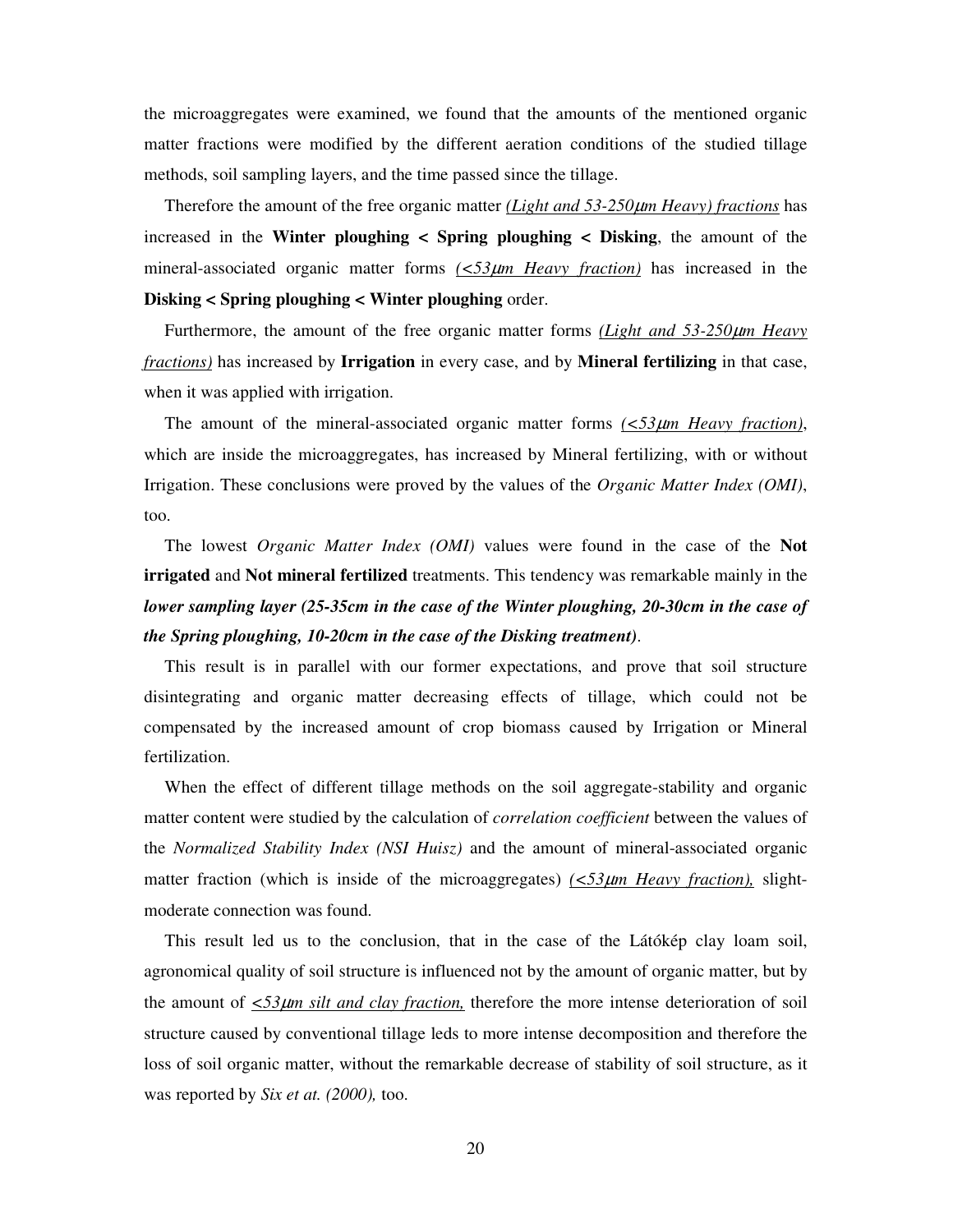the microaggregates were examined, we found that the amounts of the mentioned organic matter fractions were modified by the different aeration conditions of the studied tillage methods, soil sampling layers, and the time passed since the tillage.

Therefore the amount of the free organic matter *(Light and 53-250μm Heavy) fractions* has increased in the **Winter ploughing < Spring ploughing < Disking**, the amount of the mineral-associated organic matter forms *(<53μm Heavy fraction)* has increased in the **Disking < Spring ploughing < Winter ploughing** order.

Furthermore, the amount of the free organic matter forms *(Light and 53-250μm Heavy fractions)* has increased by **Irrigation** in every case, and by **Mineral fertilizing** in that case, when it was applied with irrigation.

The amount of the mineral-associated organic matter forms *(<53μm Heavy fraction)*, which are inside the microaggregates, has increased by Mineral fertilizing, with or without Irrigation. These conclusions were proved by the values of the *Organic Matter Index (OMI)*, too.

The lowest *Organic Matter Index (OMI)* values were found in the case of the **Not irrigated** and **Not mineral fertilized** treatments. This tendency was remarkable mainly in the ***lower sampling layer (25-35cm in the case of the Winter ploughing, 20-30cm in the case of the Spring ploughing, 10-20cm in the case of the Disking treatment)***.

This result is in parallel with our former expectations, and prove that soil structure disintegrating and organic matter decreasing effects of tillage, which could not be compensated by the increased amount of crop biomass caused by Irrigation or Mineral fertilization.

When the effect of different tillage methods on the soil aggregate-stability and organic matter content were studied by the calculation of *correlation coefficient* between the values of the *Normalized Stability Index (NSI Huisz)* and the amount of mineral-associated organic matter fraction (which is inside of the microaggregates) *(<53μm Heavy fraction),* slight-moderate connection was found.

This result led us to the conclusion, that in the case of the Látókép clay loam soil, agronomical quality of soil structure is influenced not by the amount of organic matter, but by the amount of *<53μm silt and clay fraction,* therefore the more intense deterioration of soil structure caused by conventional tillage leds to more intense decomposition and therefore the loss of soil organic matter, without the remarkable decrease of stability of soil structure, as it was reported by *Six et at. (2000),* too.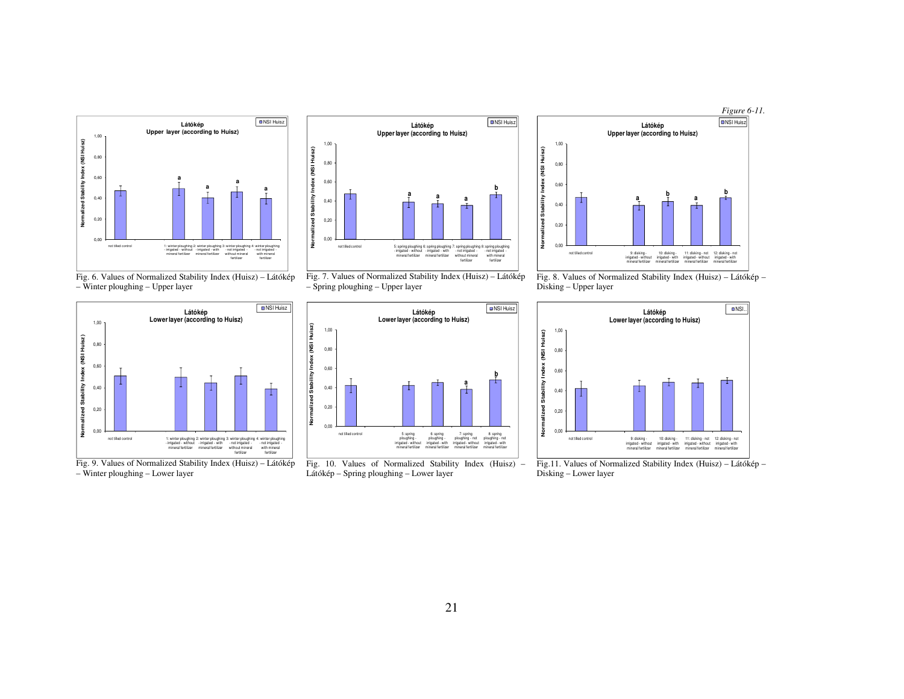*Figure 6-11.*

Fig. 6. Values of Normalized Stability Index (Huisz) – Látókép – Winter ploughing – Upper layer

Fig. 7. Values of Normalized Stability Index (Huisz) – Látókép – Spring ploughing – Upper layer

Fig. 8. Values of Normalized Stability Index (Huisz) – Látókép – Disking – Upper layer

Fig. 9. Values of Normalized Stability Index (Huisz) – Látókép – Winter ploughing – Lower layer

Fig. 10. Values of Normalized Stability Index (Huisz) – Látókép – Spring ploughing – Lower layer

Fig.11. Values of Normalized Stability Index (Huisz) – Látókép – Disking – Lower layer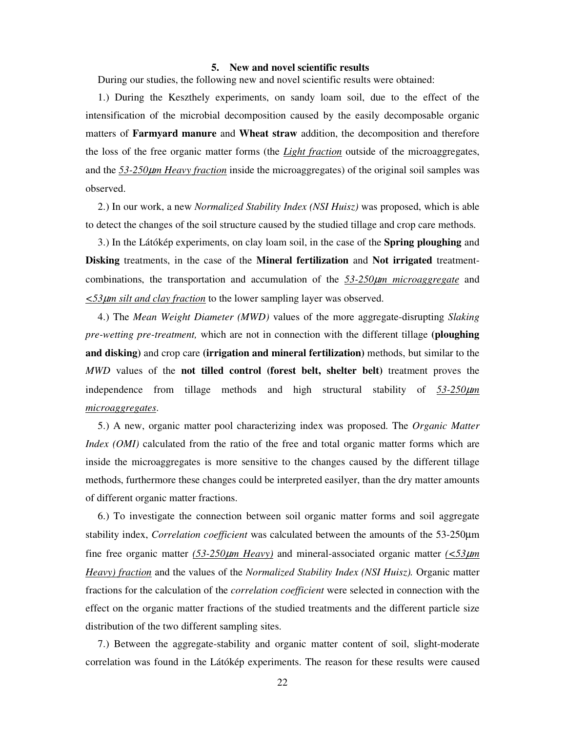## 5. New and novel scientific results

During our studies, the following new and novel scientific results were obtained:

1.) During the Keszthely experiments, on sandy loam soil, due to the effect of the intensification of the microbial decomposition caused by the easily decomposable organic matters of **Farmyard manure** and **Wheat straw** addition, the decomposition and therefore the loss of the free organic matter forms (the *Light fraction* outside of the microaggregates, and the *53-250μm Heavy fraction* inside the microaggregates) of the original soil samples was observed.

2.) In our work, a new *Normalized Stability Index (NSI Huisz)* was proposed, which is able to detect the changes of the soil structure caused by the studied tillage and crop care methods.

3.) In the Látókép experiments, on clay loam soil, in the case of the **Spring ploughing** and **Disking** treatments, in the case of the **Mineral fertilization** and **Not irrigated** treatment-combinations, the transportation and accumulation of the *53-250μm microaggregate* and *<53μm silt and clay fraction* to the lower sampling layer was observed.

4.) The *Mean Weight Diameter (MWD)* values of the more aggregate-disrupting *Slaking pre-wetting pre-treatment,* which are not in connection with the different tillage **(ploughing and disking)** and crop care **(irrigation and mineral fertilization)** methods, but similar to the *MWD* values of the **not tilled control (forest belt, shelter belt)** treatment proves the independence from tillage methods and high structural stability of *53-250μm microaggregates*.

5.) A new, organic matter pool characterizing index was proposed. The *Organic Matter Index (OMI)* calculated from the ratio of the free and total organic matter forms which are inside the microaggregates is more sensitive to the changes caused by the different tillage methods, furthermore these changes could be interpreted easilyer, than the dry matter amounts of different organic matter fractions.

6.) To investigate the connection between soil organic matter forms and soil aggregate stability index, *Correlation coefficient* was calculated between the amounts of the 53-250μm fine free organic matter *(53-250μm Heavy)* and mineral-associated organic matter *(<53μm Heavy) fraction* and the values of the *Normalized Stability Index (NSI Huisz).* Organic matter fractions for the calculation of the *correlation coefficient* were selected in connection with the effect on the organic matter fractions of the studied treatments and the different particle size distribution of the two different sampling sites.

7.) Between the aggregate-stability and organic matter content of soil, slight-moderate correlation was found in the Látókép experiments. The reason for these results were caused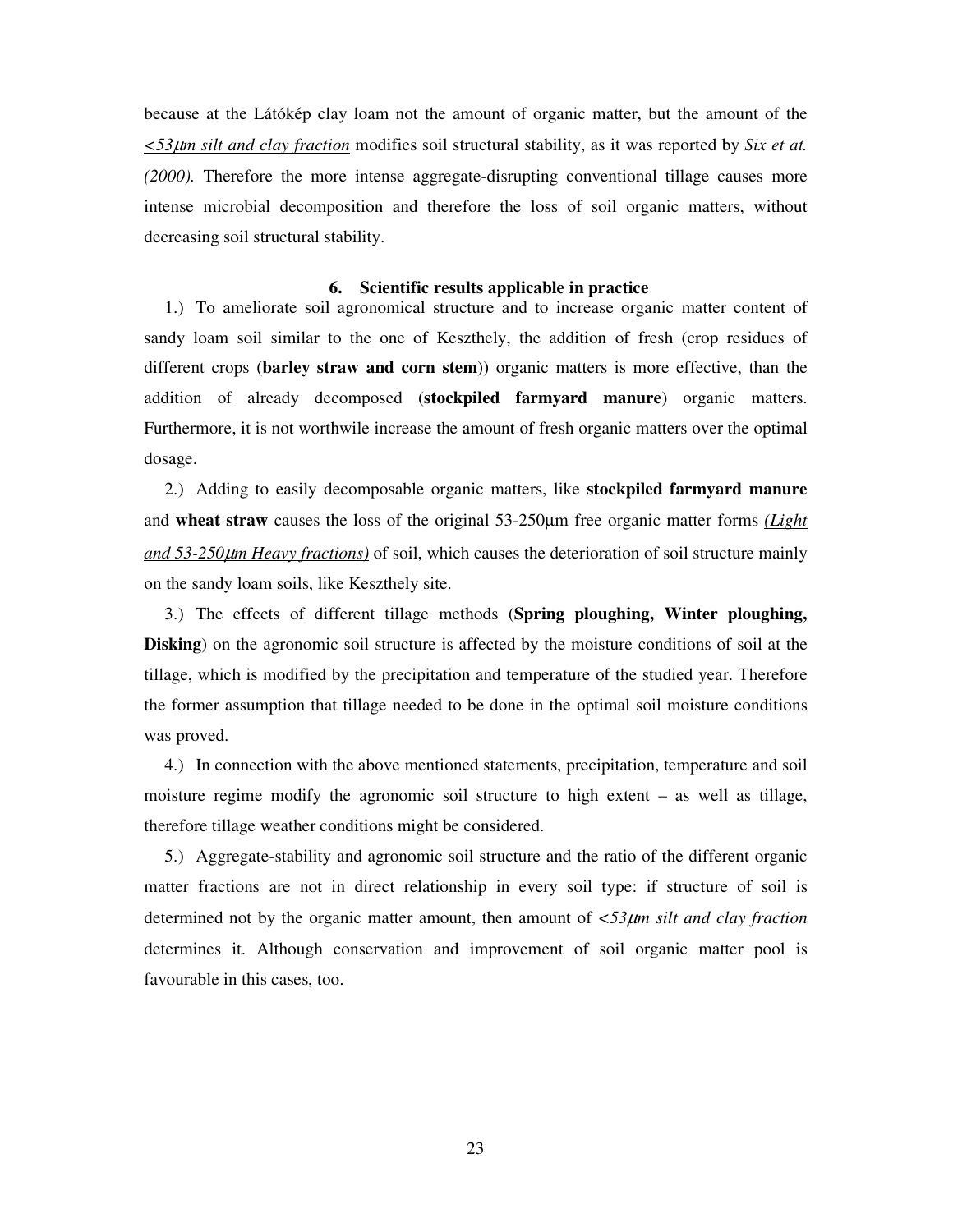because at the Látókép clay loam not the amount of organic matter, but the amount of the <53μm silt and clay fraction modifies soil structural stability, as it was reported by *Six et at. (2000).* Therefore the more intense aggregate-disrupting conventional tillage causes more intense microbial decomposition and therefore the loss of soil organic matters, without decreasing soil structural stability.

## 6. Scientific results applicable in practice

1.) To ameliorate soil agronomical structure and to increase organic matter content of sandy loam soil similar to the one of Keszthely, the addition of fresh (crop residues of different crops (**barley straw and corn stem**)) organic matters is more effective, than the addition of already decomposed (**stockpiled farmyard manure**) organic matters. Furthermore, it is not worthwile increase the amount of fresh organic matters over the optimal dosage.

2.) Adding to easily decomposable organic matters, like **stockpiled farmyard manure** and **wheat straw** causes the loss of the original 53-250μm free organic matter forms *(Light and 53-250μm Heavy fractions)* of soil, which causes the deterioration of soil structure mainly on the sandy loam soils, like Keszthely site.

3.) The effects of different tillage methods (**Spring ploughing, Winter ploughing, Disking**) on the agronomic soil structure is affected by the moisture conditions of soil at the tillage, which is modified by the precipitation and temperature of the studied year. Therefore the former assumption that tillage needed to be done in the optimal soil moisture conditions was proved.

4.) In connection with the above mentioned statements, precipitation, temperature and soil moisture regime modify the agronomic soil structure to high extent – as well as tillage, therefore tillage weather conditions might be considered.

5.) Aggregate-stability and agronomic soil structure and the ratio of the different organic matter fractions are not in direct relationship in every soil type: if structure of soil is determined not by the organic matter amount, then amount of *<53μm silt and clay fraction* determines it. Although conservation and improvement of soil organic matter pool is favourable in this cases, too.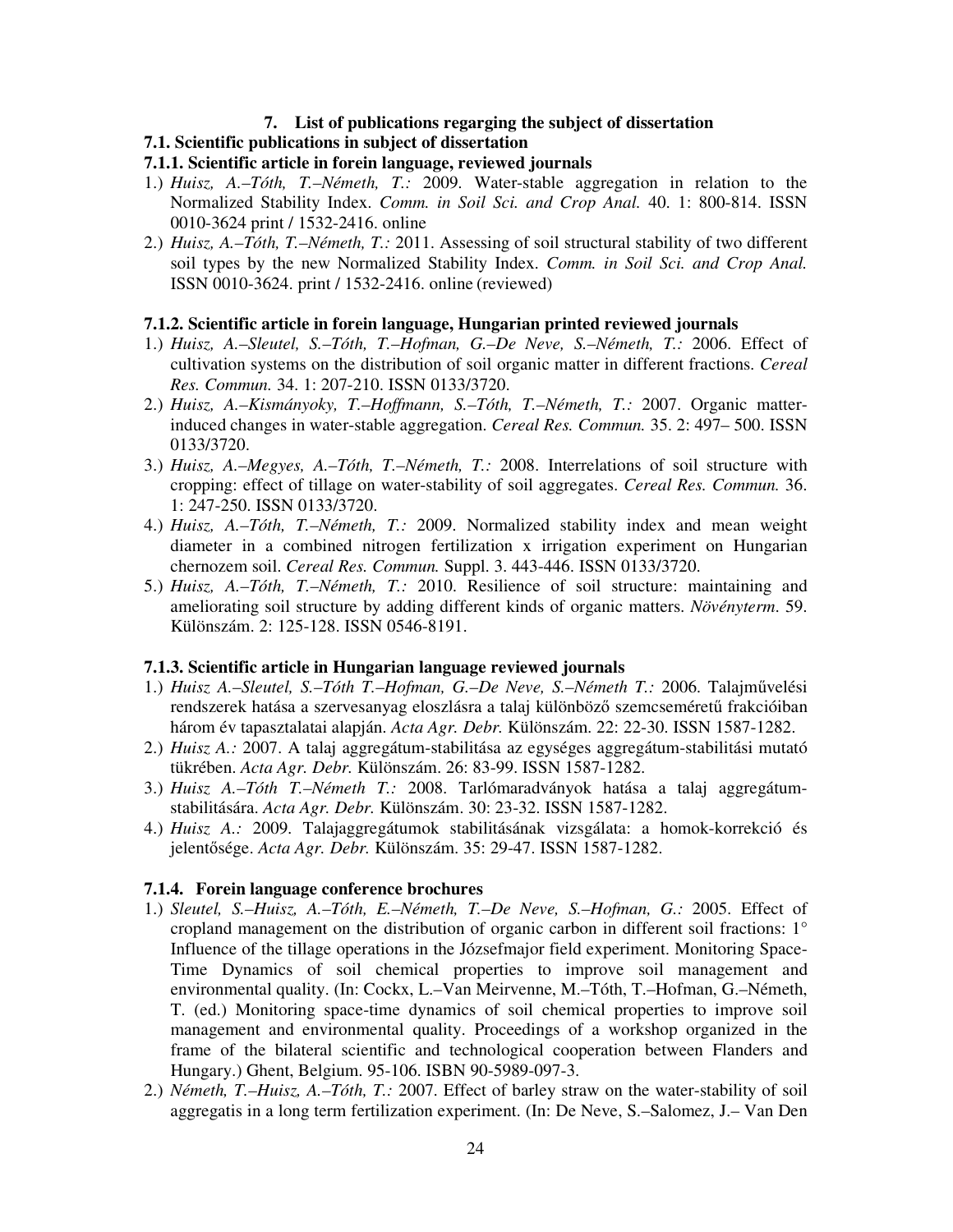# 7. List of publications regarging the subject of dissertation

## 7.1. Scientific publications in subject of dissertation

### 7.1.1. Scientific article in forein language, reviewed journals

1.) *Huisz, A.–Tóth, T.–Németh, T.:* 2009. Water-stable aggregation in relation to the Normalized Stability Index. *Comm. in Soil Sci. and Crop Anal.* 40. 1: 800-814. ISSN 0010-3624 print / 1532-2416. online
2.) *Huisz, A.–Tóth, T.–Németh, T.:* 2011. Assessing of soil structural stability of two different soil types by the new Normalized Stability Index. *Comm. in Soil Sci. and Crop Anal.* ISSN 0010-3624. print / 1532-2416. online (reviewed)

### 7.1.2. Scientific article in forein language, Hungarian printed reviewed journals

1.) *Huisz, A.–Sleutel, S.–Tóth, T.–Hofman, G.–De Neve, S.–Németh, T.:* 2006. Effect of cultivation systems on the distribution of soil organic matter in different fractions. *Cereal Res. Commun.* 34. 1: 207-210. ISSN 0133/3720.
2.) *Huisz, A.–Kismányoky, T.–Hoffmann, S.–Tóth, T.–Németh, T.:* 2007. Organic matter-induced changes in water-stable aggregation. *Cereal Res. Commun.* 35. 2: 497– 500. ISSN 0133/3720.
3.) *Huisz, A.–Megyes, A.–Tóth, T.–Németh, T.:* 2008. Interrelations of soil structure with cropping: effect of tillage on water-stability of soil aggregates. *Cereal Res. Commun.* 36. 1: 247-250. ISSN 0133/3720.
4.) *Huisz, A.–Tóth, T.–Németh, T.:* 2009. Normalized stability index and mean weight diameter in a combined nitrogen fertilization x irrigation experiment on Hungarian chernozem soil. *Cereal Res. Commun.* Suppl. 3. 443-446. ISSN 0133/3720.
5.) *Huisz, A.–Tóth, T.–Németh, T.:* 2010. Resilience of soil structure: maintaining and ameliorating soil structure by adding different kinds of organic matters. *Növényterm*. 59. Különszám. 2: 125-128. ISSN 0546-8191.

### 7.1.3. Scientific article in Hungarian language reviewed journals

1.) *Huisz A.–Sleutel, S.–Tóth T.–Hofman, G.–De Neve, S.–Németh T.:* 2006. Talajművelési rendszerek hatása a szervesanyag eloszlásra a talaj különböző szemcseméretű frakcióiban három év tapasztalatai alapján. *Acta Agr. Debr.* Különszám. 22: 22-30. ISSN 1587-1282.
2.) *Huisz A.:* 2007. A talaj aggregátum-stabilitása az egységes aggregátum-stabilitási mutató tükrében. *Acta Agr. Debr.* Különszám. 26: 83-99. ISSN 1587-1282.
3.) *Huisz A.–Tóth T.–Németh T.:* 2008. Tarlómaradványok hatása a talaj aggregátum-stabilitására. *Acta Agr. Debr.* Különszám. 30: 23-32. ISSN 1587-1282.
4.) *Huisz A.:* 2009. Talajaggregátumok stabilitásának vizsgálata: a homok-korrekció és jelentősége. *Acta Agr. Debr.* Különszám. 35: 29-47. ISSN 1587-1282.

### 7.1.4. Forein language conference brochures

1.) *Sleutel, S.–Huisz, A.–Tóth, E.–Németh, T.–De Neve, S.–Hofman, G.:* 2005. Effect of cropland management on the distribution of organic carbon in different soil fractions: 1° Influence of the tillage operations in the Józsefmajor field experiment. Monitoring Space-Time Dynamics of soil chemical properties to improve soil management and environmental quality. (In: Cockx, L.–Van Meirvenne, M.–Tóth, T.–Hofman, G.–Németh, T. (ed.) Monitoring space-time dynamics of soil chemical properties to improve soil management and environmental quality. Proceedings of a workshop organized in the frame of the bilateral scientific and technological cooperation between Flanders and Hungary.) Ghent, Belgium. 95-106. ISBN 90-5989-097-3.
2.) *Németh, T.–Huisz, A.–Tóth, T.:* 2007. Effect of barley straw on the water-stability of soil aggregatis in a long term fertilization experiment. (In: De Neve, S.–Salomez, J.– Van Den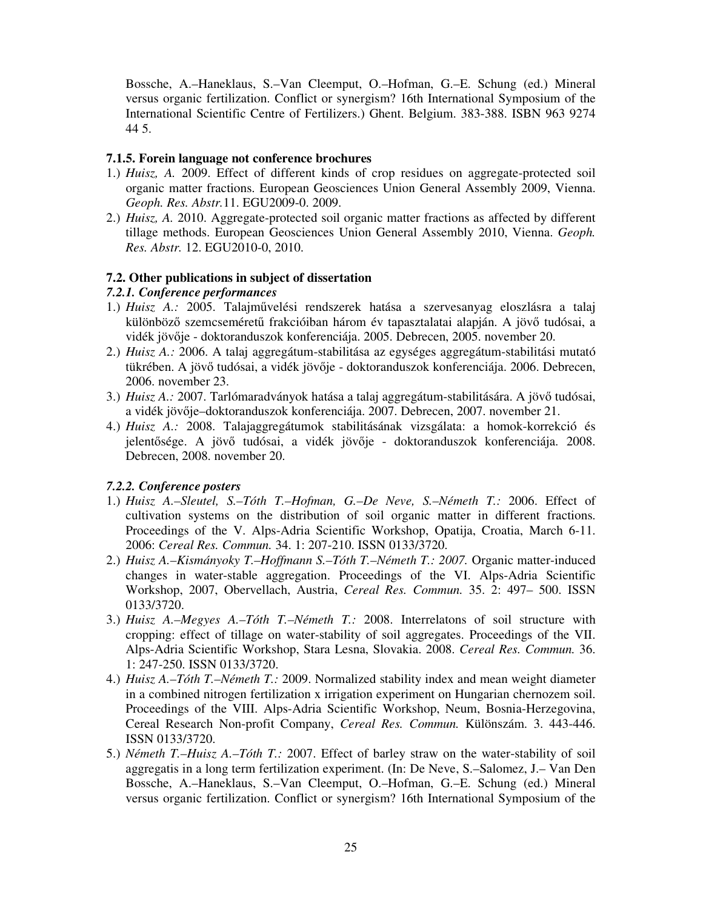Bossche, A.–Haneklaus, S.–Van Cleemput, O.–Hofman, G.–E. Schung (ed.) Mineral versus organic fertilization. Conflict or synergism? 16th International Symposium of the International Scientific Centre of Fertilizers.) Ghent. Belgium. 383-388. ISBN 963 9274 44 5.

#### 7.1.5. Forein language not conference brochures

1.) *Huisz, A.* 2009. Effect of different kinds of crop residues on aggregate-protected soil organic matter fractions. European Geosciences Union General Assembly 2009, Vienna. *Geoph. Res. Abstr.*11. EGU2009-0. 2009.
2.) *Huisz, A.* 2010. Aggregate-protected soil organic matter fractions as affected by different tillage methods. European Geosciences Union General Assembly 2010, Vienna. *Geoph. Res. Abstr.* 12. EGU2010-0, 2010.

### 7.2. Other publications in subject of dissertation

#### *7.2.1. Conference performances*

1.) *Huisz A.:* 2005. Talajművelési rendszerek hatása a szervesanyag eloszlásra a talaj különböző szemcseméretű frakcióiban három év tapasztalatai alapján. A jövő tudósai, a vidék jövője - doktoranduszok konferenciája. 2005. Debrecen, 2005. november 20.
2.) *Huisz A.:* 2006. A talaj aggregátum-stabilitása az egységes aggregátum-stabilitási mutató tükrében. A jövő tudósai, a vidék jövője - doktoranduszok konferenciája. 2006. Debrecen, 2006. november 23.
3.) *Huisz A.:* 2007. Tarlómaradványok hatása a talaj aggregátum-stabilitására. A jövő tudósai, a vidék jövője–doktoranduszok konferenciája. 2007. Debrecen, 2007. november 21.
4.) *Huisz A.:* 2008. Talajaggregátumok stabilitásának vizsgálata: a homok-korrekció és jelentősége. A jövő tudósai, a vidék jövője - doktoranduszok konferenciája. 2008. Debrecen, 2008. november 20.

#### *7.2.2. Conference posters*

1.) *Huisz A.–Sleutel, S.–Tóth T.–Hofman, G.–De Neve, S.–Németh T.:* 2006. Effect of cultivation systems on the distribution of soil organic matter in different fractions. Proceedings of the V. Alps-Adria Scientific Workshop, Opatija, Croatia, March 6-11. 2006: *Cereal Res. Commun.* 34. 1: 207-210. ISSN 0133/3720.
2.) *Huisz A.–Kismányoky T.–Hoffmann S.–Tóth T.–Németh T.: 2007.* Organic matter-induced changes in water-stable aggregation. Proceedings of the VI. Alps-Adria Scientific Workshop, 2007, Obervellach, Austria, *Cereal Res. Commun.* 35. 2: 497– 500. ISSN 0133/3720.
3.) *Huisz A.–Megyes A.–Tóth T.–Németh T.:* 2008. Interrelatons of soil structure with cropping: effect of tillage on water-stability of soil aggregates. Proceedings of the VII. Alps-Adria Scientific Workshop, Stara Lesna, Slovakia. 2008. *Cereal Res. Commun.* 36. 1: 247-250. ISSN 0133/3720.
4.) *Huisz A.–Tóth T.–Németh T.:* 2009. Normalized stability index and mean weight diameter in a combined nitrogen fertilization x irrigation experiment on Hungarian chernozem soil. Proceedings of the VIII. Alps-Adria Scientific Workshop, Neum, Bosnia-Herzegovina, Cereal Research Non-profit Company, *Cereal Res. Commun.* Különszám. 3. 443-446. ISSN 0133/3720.
5.) *Németh T.–Huisz A.–Tóth T.:* 2007. Effect of barley straw on the water-stability of soil aggregatis in a long term fertilization experiment. (In: De Neve, S.–Salomez, J.– Van Den Bossche, A.–Haneklaus, S.–Van Cleemput, O.–Hofman, G.–E. Schung (ed.) Mineral versus organic fertilization. Conflict or synergism? 16th International Symposium of the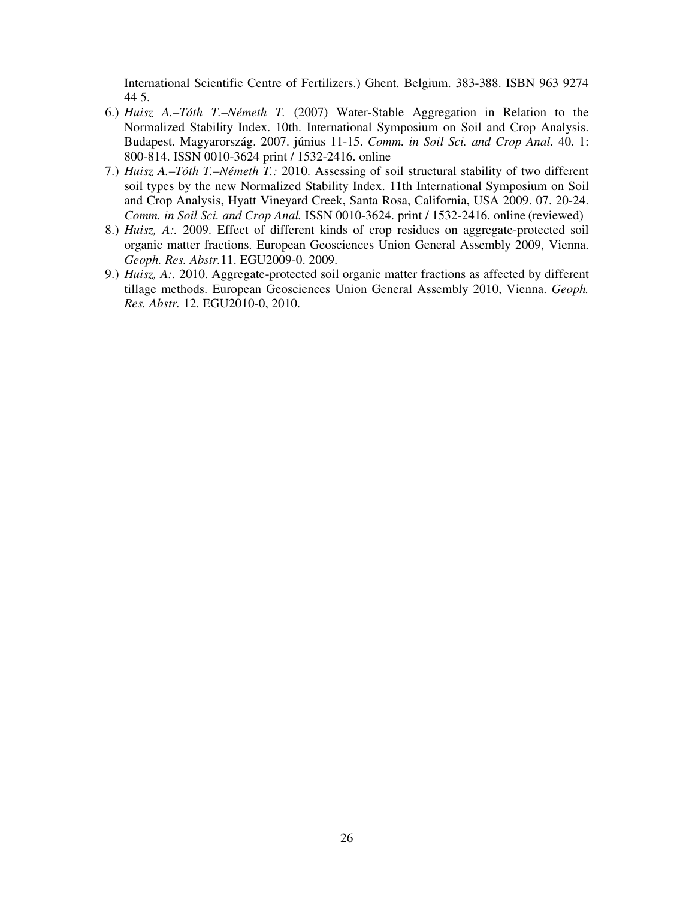International Scientific Centre of Fertilizers.) Ghent. Belgium. 383-388. ISBN 963 9274 44 5.

6.) *Huisz A.–Tóth T.–Németh T.* (2007) Water-Stable Aggregation in Relation to the Normalized Stability Index. 10th. International Symposium on Soil and Crop Analysis. Budapest. Magyarország. 2007. június 11-15. *Comm. in Soil Sci. and Crop Anal.* 40. 1: 800-814. ISSN 0010-3624 print / 1532-2416. online
7.) *Huisz A.–Tóth T.–Németh T.:* 2010. Assessing of soil structural stability of two different soil types by the new Normalized Stability Index. 11th International Symposium on Soil and Crop Analysis, Hyatt Vineyard Creek, Santa Rosa, California, USA 2009. 07. 20-24. *Comm. in Soil Sci. and Crop Anal.* ISSN 0010-3624. print / 1532-2416. online (reviewed)
8.) *Huisz, A:.* 2009. Effect of different kinds of crop residues on aggregate-protected soil organic matter fractions. European Geosciences Union General Assembly 2009, Vienna. *Geoph. Res. Abstr.*11. EGU2009-0. 2009.
9.) *Huisz, A:.* 2010. Aggregate-protected soil organic matter fractions as affected by different tillage methods. European Geosciences Union General Assembly 2010, Vienna. *Geoph. Res. Abstr.* 12. EGU2010-0, 2010.